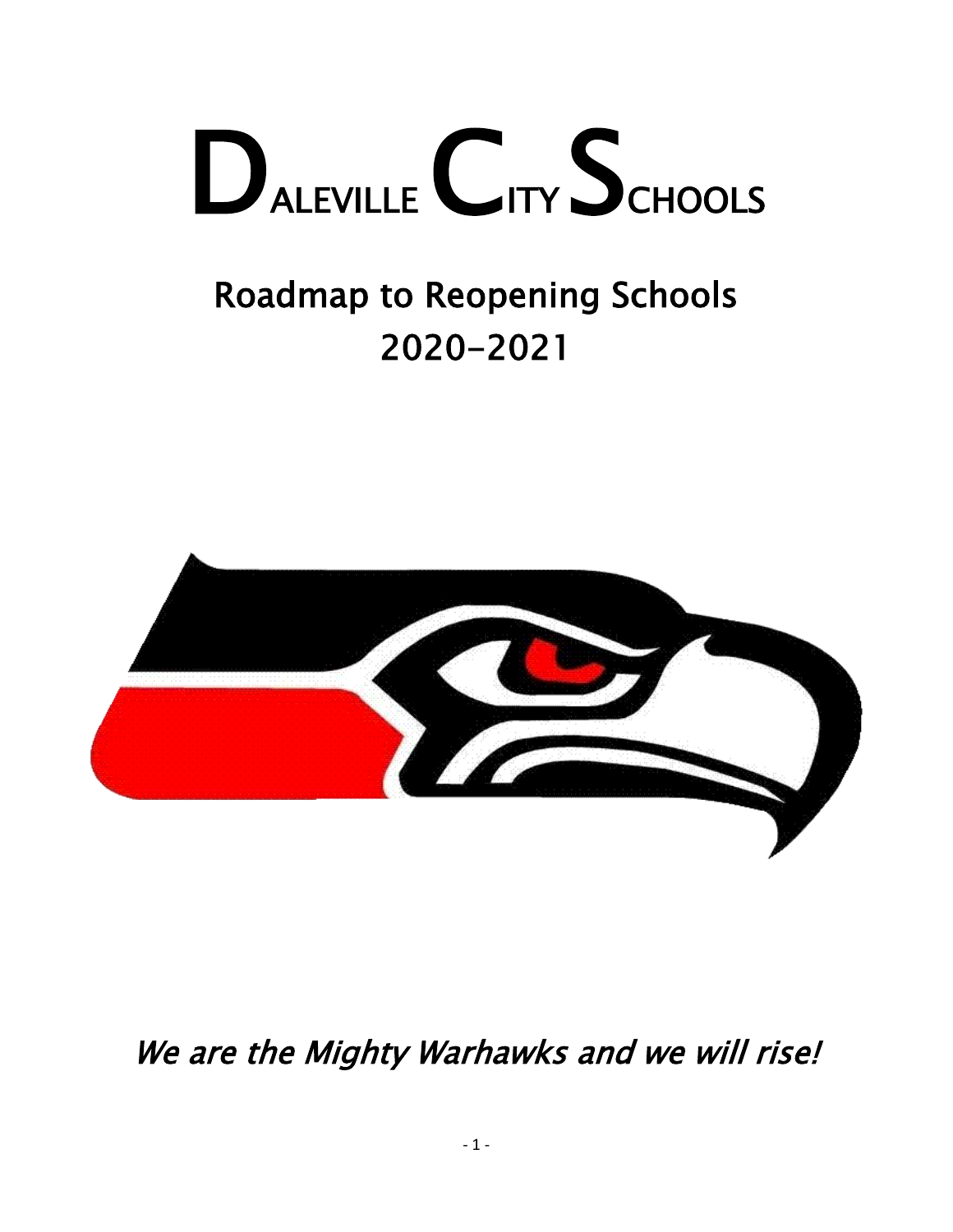# DALEVILLE CITY SCHOOLS

## Roadmap to Reopening Schools
## 2020-2021

*We are the Mighty Warhawks and we will rise!*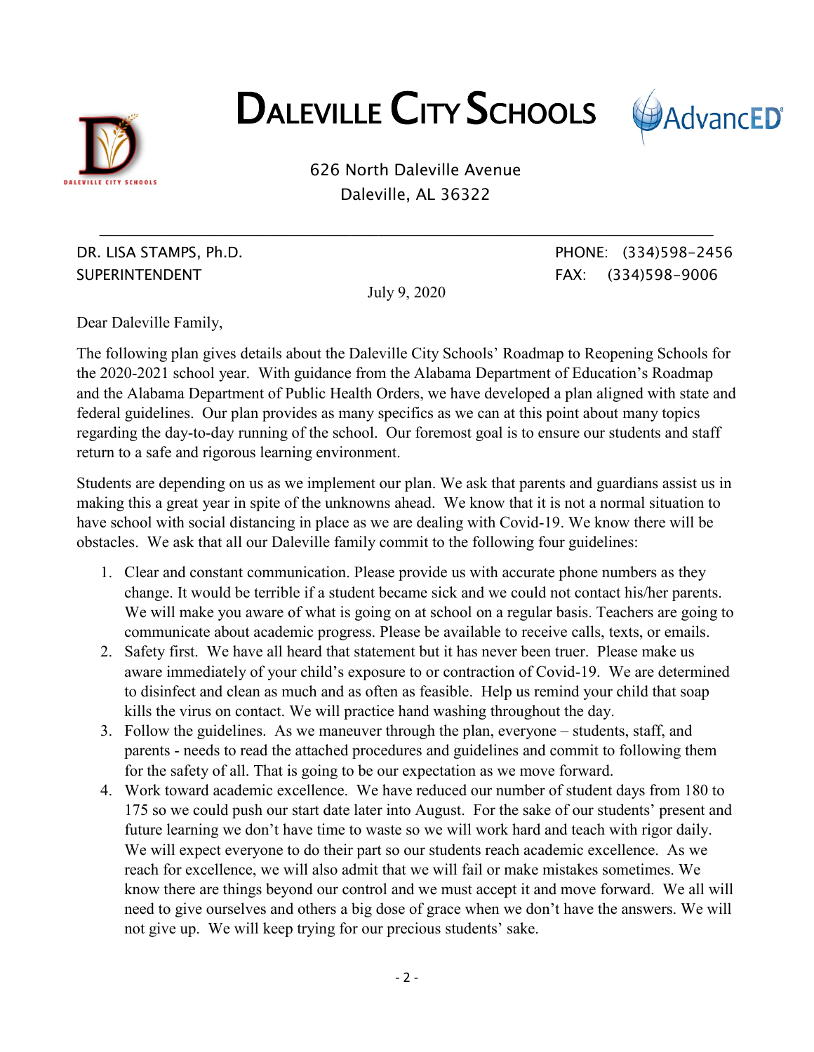# DALEVILLE CITY SCHOOLS

626 North Daleville Avenue
Daleville, AL 36322

---

DR. LISA STAMPS, Ph.D.
SUPERINTENDENT

PHONE: (334)598-2456
FAX: (334)598-9006

July 9, 2020

Dear Daleville Family,

The following plan gives details about the Daleville City Schools' Roadmap to Reopening Schools for the 2020-2021 school year. With guidance from the Alabama Department of Education's Roadmap and the Alabama Department of Public Health Orders, we have developed a plan aligned with state and federal guidelines. Our plan provides as many specifics as we can at this point about many topics regarding the day-to-day running of the school. Our foremost goal is to ensure our students and staff return to a safe and rigorous learning environment.

Students are depending on us as we implement our plan. We ask that parents and guardians assist us in making this a great year in spite of the unknowns ahead. We know that it is not a normal situation to have school with social distancing in place as we are dealing with Covid-19. We know there will be obstacles. We ask that all our Daleville family commit to the following four guidelines:

1. Clear and constant communication. Please provide us with accurate phone numbers as they change. It would be terrible if a student became sick and we could not contact his/her parents. We will make you aware of what is going on at school on a regular basis. Teachers are going to communicate about academic progress. Please be available to receive calls, texts, or emails.
2. Safety first. We have all heard that statement but it has never been truer. Please make us aware immediately of your child's exposure to or contraction of Covid-19. We are determined to disinfect and clean as much and as often as feasible. Help us remind your child that soap kills the virus on contact. We will practice hand washing throughout the day.
3. Follow the guidelines. As we maneuver through the plan, everyone – students, staff, and parents - needs to read the attached procedures and guidelines and commit to following them for the safety of all. That is going to be our expectation as we move forward.
4. Work toward academic excellence. We have reduced our number of student days from 180 to 175 so we could push our start date later into August. For the sake of our students' present and future learning we don't have time to waste so we will work hard and teach with rigor daily. We will expect everyone to do their part so our students reach academic excellence. As we reach for excellence, we will also admit that we will fail or make mistakes sometimes. We know there are things beyond our control and we must accept it and move forward. We all will need to give ourselves and others a big dose of grace when we don't have the answers. We will not give up. We will keep trying for our precious students' sake.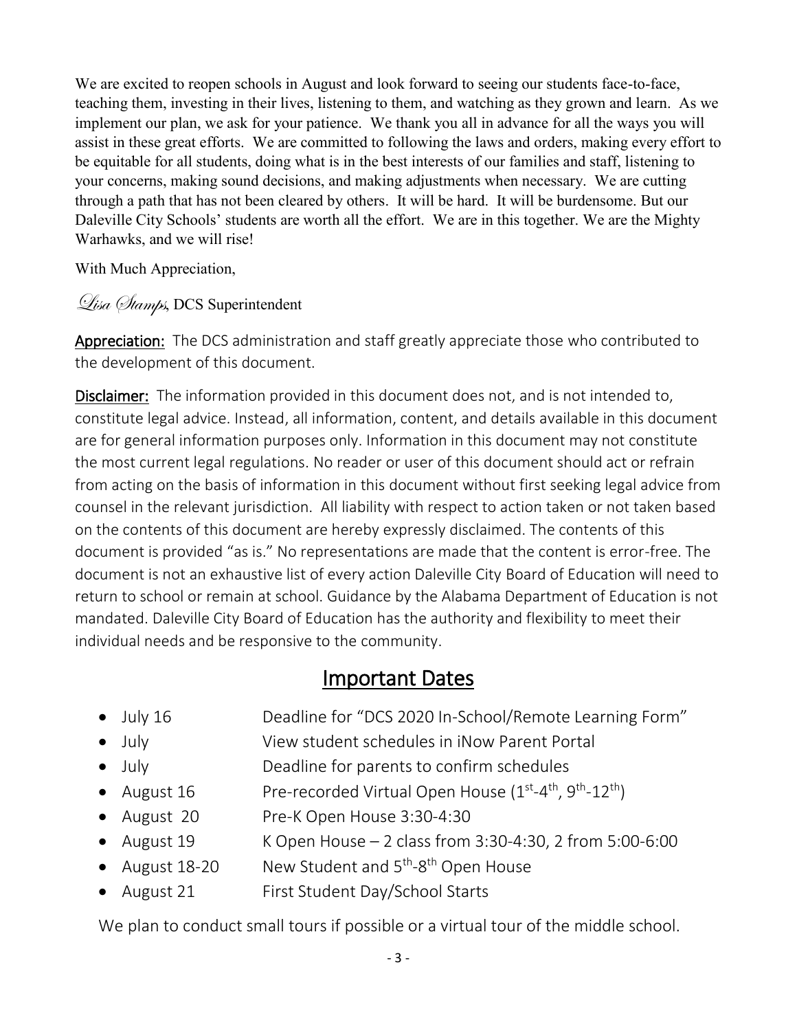We are excited to reopen schools in August and look forward to seeing our students face-to-face, teaching them, investing in their lives, listening to them, and watching as they grown and learn. As we implement our plan, we ask for your patience. We thank you all in advance for all the ways you will assist in these great efforts. We are committed to following the laws and orders, making every effort to be equitable for all students, doing what is in the best interests of our families and staff, listening to your concerns, making sound decisions, and making adjustments when necessary. We are cutting through a path that has not been cleared by others. It will be hard. It will be burdensome. But our Daleville City Schools' students are worth all the effort. We are in this together. We are the Mighty Warhawks, and we will rise!

With Much Appreciation,

*Lisa Stamps*, DCS Superintendent

**Appreciation:** The DCS administration and staff greatly appreciate those who contributed to the development of this document.

**Disclaimer:** The information provided in this document does not, and is not intended to, constitute legal advice. Instead, all information, content, and details available in this document are for general information purposes only. Information in this document may not constitute the most current legal regulations. No reader or user of this document should act or refrain from acting on the basis of information in this document without first seeking legal advice from counsel in the relevant jurisdiction. All liability with respect to action taken or not taken based on the contents of this document are hereby expressly disclaimed. The contents of this document is provided "as is." No representations are made that the content is error-free. The document is not an exhaustive list of every action Daleville City Board of Education will need to return to school or remain at school. Guidance by the Alabama Department of Education is not mandated. Daleville City Board of Education has the authority and flexibility to meet their individual needs and be responsive to the community.

## Important Dates

- July 16 — Deadline for "DCS 2020 In-School/Remote Learning Form"
- July — View student schedules in iNow Parent Portal
- July — Deadline for parents to confirm schedules
- August 16 — Pre-recorded Virtual Open House (1st-4th, 9th-12th)
- August 20 — Pre-K Open House 3:30-4:30
- August 19 — K Open House – 2 class from 3:30-4:30, 2 from 5:00-6:00
- August 18-20 — New Student and 5th-8th Open House
- August 21 — First Student Day/School Starts

We plan to conduct small tours if possible or a virtual tour of the middle school.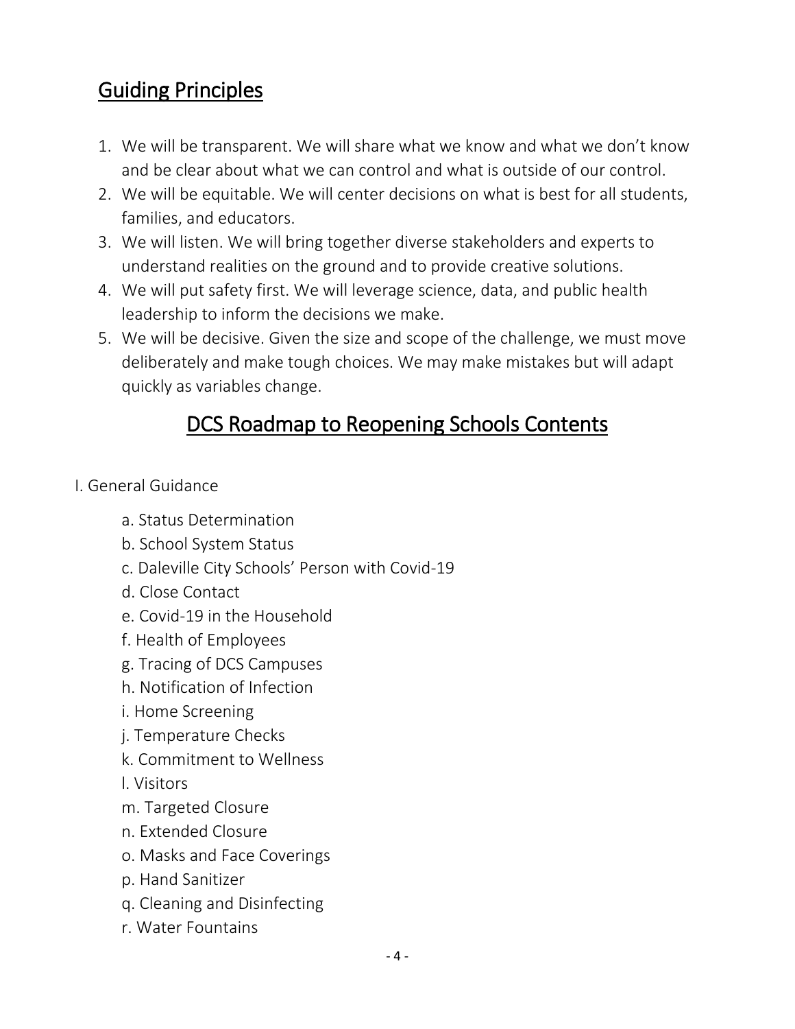## Guiding Principles

1. We will be transparent. We will share what we know and what we don't know and be clear about what we can control and what is outside of our control.
2. We will be equitable. We will center decisions on what is best for all students, families, and educators.
3. We will listen. We will bring together diverse stakeholders and experts to understand realities on the ground and to provide creative solutions.
4. We will put safety first. We will leverage science, data, and public health leadership to inform the decisions we make.
5. We will be decisive. Given the size and scope of the challenge, we must move deliberately and make tough choices. We may make mistakes but will adapt quickly as variables change.

## DCS Roadmap to Reopening Schools Contents

I. General Guidance

- a. Status Determination
- b. School System Status
- c. Daleville City Schools' Person with Covid-19
- d. Close Contact
- e. Covid-19 in the Household
- f. Health of Employees
- g. Tracing of DCS Campuses
- h. Notification of Infection
- i. Home Screening
- j. Temperature Checks
- k. Commitment to Wellness
- l. Visitors
- m. Targeted Closure
- n. Extended Closure
- o. Masks and Face Coverings
- p. Hand Sanitizer
- q. Cleaning and Disinfecting
- r. Water Fountains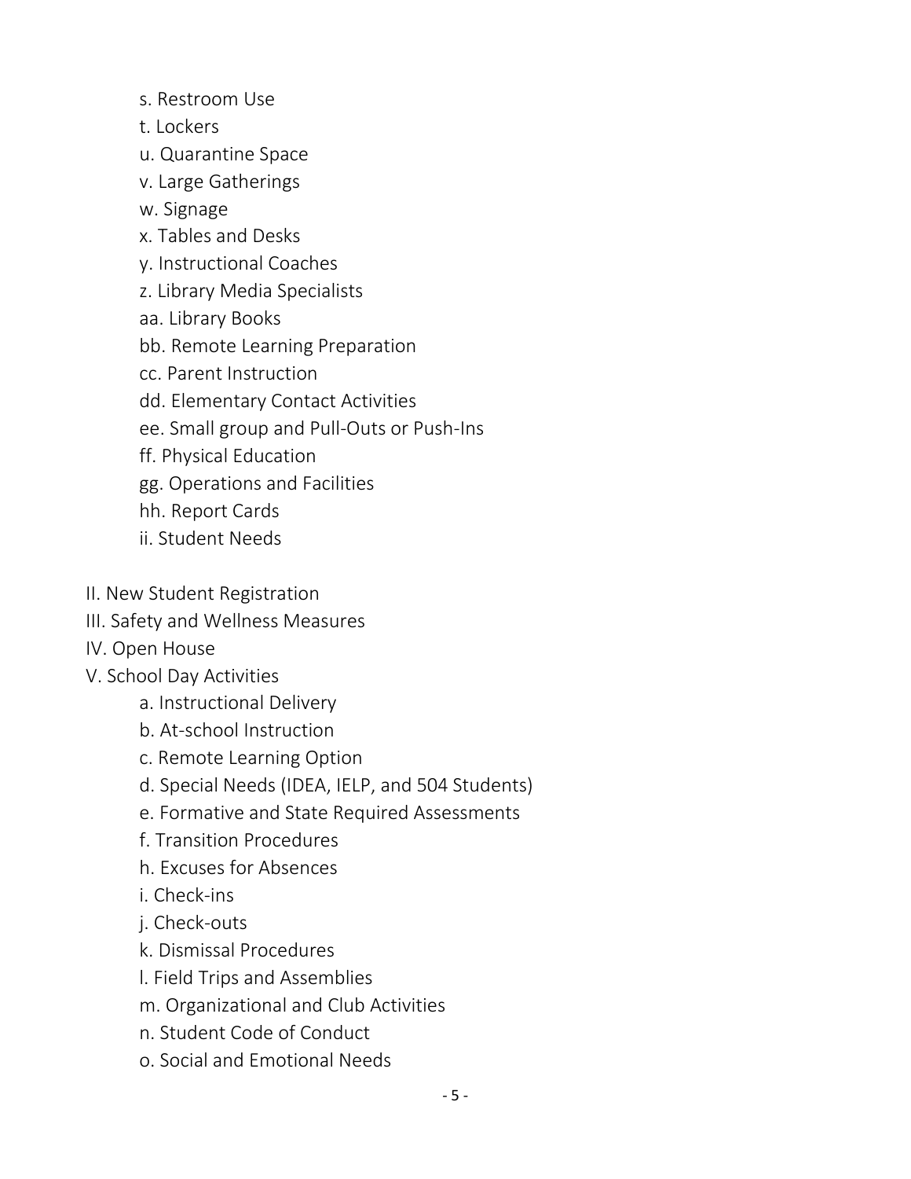- s. Restroom Use
- t. Lockers
- u. Quarantine Space
- v. Large Gatherings
- w. Signage
- x. Tables and Desks
- y. Instructional Coaches
- z. Library Media Specialists
- aa. Library Books
- bb. Remote Learning Preparation
- cc. Parent Instruction
- dd. Elementary Contact Activities
- ee. Small group and Pull-Outs or Push-Ins
- ff. Physical Education
- gg. Operations and Facilities
- hh. Report Cards
- ii. Student Needs

II. New Student Registration

III. Safety and Wellness Measures

IV. Open House

V. School Day Activities

- a. Instructional Delivery
- b. At-school Instruction
- c. Remote Learning Option
- d. Special Needs (IDEA, IELP, and 504 Students)
- e. Formative and State Required Assessments
- f. Transition Procedures
- h. Excuses for Absences
- i. Check-ins
- j. Check-outs
- k. Dismissal Procedures
- l. Field Trips and Assemblies
- m. Organizational and Club Activities
- n. Student Code of Conduct
- o. Social and Emotional Needs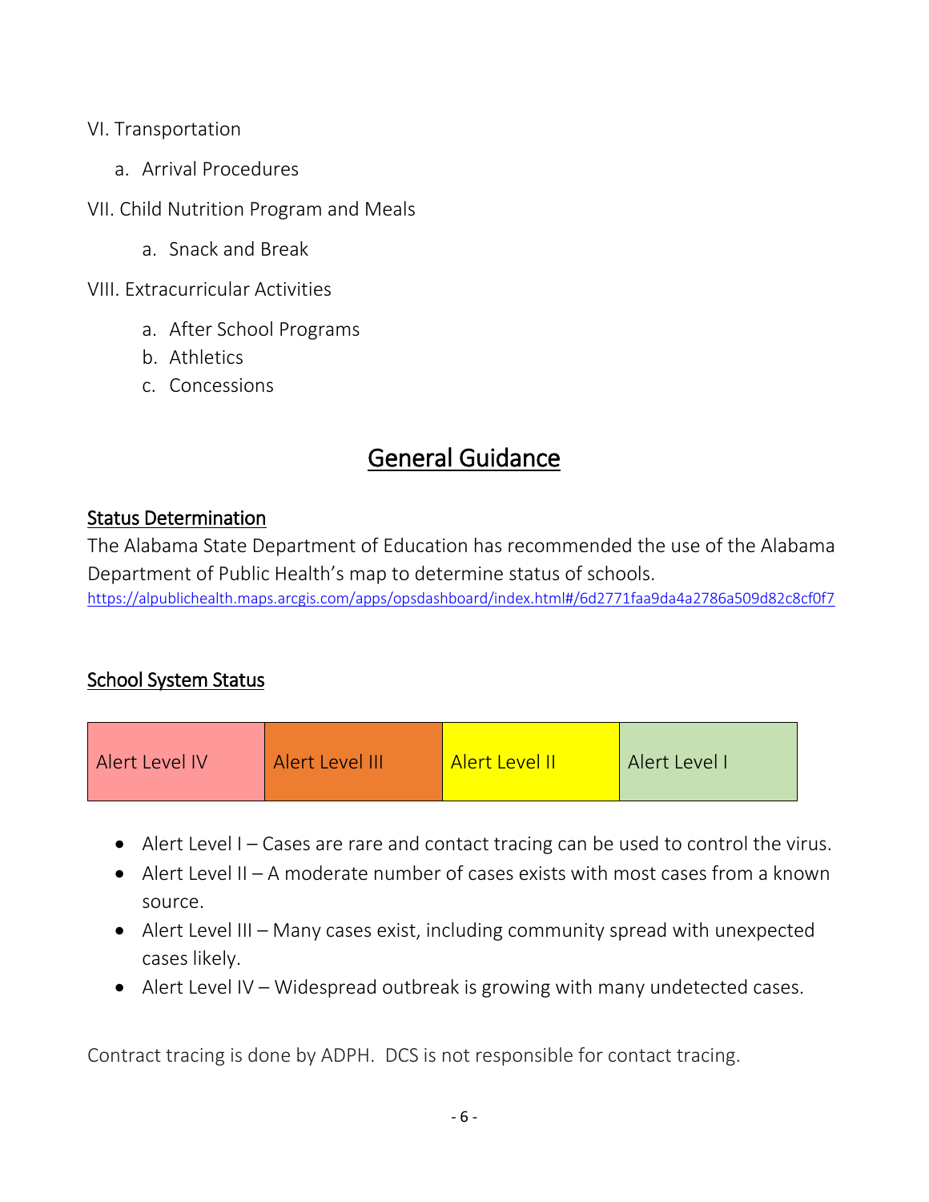VI. Transportation

a. Arrival Procedures

VII. Child Nutrition Program and Meals

a. Snack and Break

VIII. Extracurricular Activities

a. After School Programs
b. Athletics
c. Concessions

# General Guidance

## Status Determination

The Alabama State Department of Education has recommended the use of the Alabama Department of Public Health's map to determine status of schools.
https://alpublichealth.maps.arcgis.com/apps/opsdashboard/index.html#/6d2771faa9da4a2786a509d82c8cf0f7

## School System Status

| Alert Level IV | Alert Level III | Alert Level II | Alert Level I |
|---|---|---|---|

- Alert Level I – Cases are rare and contact tracing can be used to control the virus.
- Alert Level II – A moderate number of cases exists with most cases from a known source.
- Alert Level III – Many cases exist, including community spread with unexpected cases likely.
- Alert Level IV – Widespread outbreak is growing with many undetected cases.

Contract tracing is done by ADPH. DCS is not responsible for contact tracing.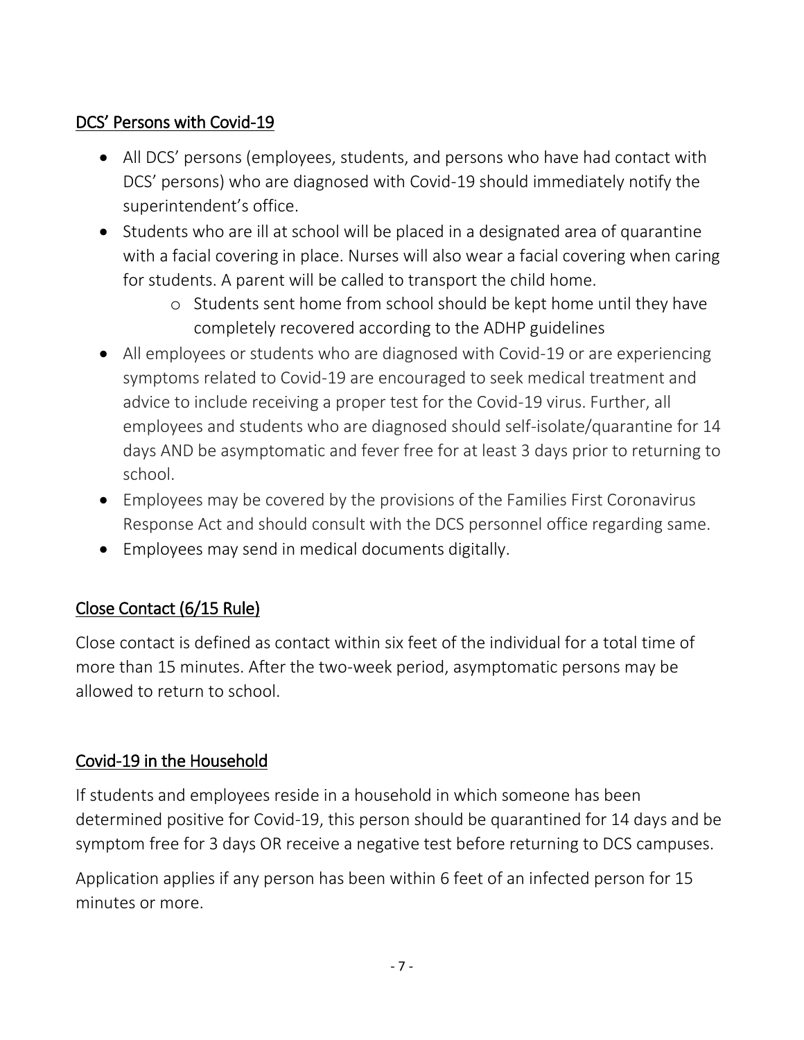## DCS' Persons with Covid-19

- All DCS' persons (employees, students, and persons who have had contact with DCS' persons) who are diagnosed with Covid-19 should immediately notify the superintendent's office.
- Students who are ill at school will be placed in a designated area of quarantine with a facial covering in place. Nurses will also wear a facial covering when caring for students. A parent will be called to transport the child home.
  - Students sent home from school should be kept home until they have completely recovered according to the ADHP guidelines
- All employees or students who are diagnosed with Covid-19 or are experiencing symptoms related to Covid-19 are encouraged to seek medical treatment and advice to include receiving a proper test for the Covid-19 virus. Further, all employees and students who are diagnosed should self-isolate/quarantine for 14 days AND be asymptomatic and fever free for at least 3 days prior to returning to school.
- Employees may be covered by the provisions of the Families First Coronavirus Response Act and should consult with the DCS personnel office regarding same.
- Employees may send in medical documents digitally.

## Close Contact (6/15 Rule)

Close contact is defined as contact within six feet of the individual for a total time of more than 15 minutes. After the two-week period, asymptomatic persons may be allowed to return to school.

## Covid-19 in the Household

If students and employees reside in a household in which someone has been determined positive for Covid-19, this person should be quarantined for 14 days and be symptom free for 3 days OR receive a negative test before returning to DCS campuses.

Application applies if any person has been within 6 feet of an infected person for 15 minutes or more.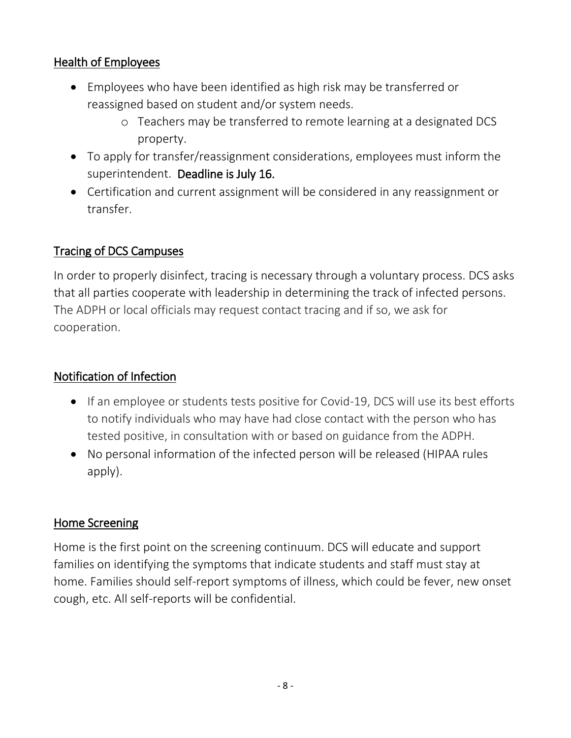## Health of Employees

- Employees who have been identified as high risk may be transferred or reassigned based on student and/or system needs.
  - Teachers may be transferred to remote learning at a designated DCS property.
- To apply for transfer/reassignment considerations, employees must inform the superintendent. **Deadline is July 16.**
- Certification and current assignment will be considered in any reassignment or transfer.

## Tracing of DCS Campuses

In order to properly disinfect, tracing is necessary through a voluntary process. DCS asks that all parties cooperate with leadership in determining the track of infected persons. The ADPH or local officials may request contact tracing and if so, we ask for cooperation.

## Notification of Infection

- If an employee or students tests positive for Covid-19, DCS will use its best efforts to notify individuals who may have had close contact with the person who has tested positive, in consultation with or based on guidance from the ADPH.
- No personal information of the infected person will be released (HIPAA rules apply).

## Home Screening

Home is the first point on the screening continuum. DCS will educate and support families on identifying the symptoms that indicate students and staff must stay at home. Families should self-report symptoms of illness, which could be fever, new onset cough, etc. All self-reports will be confidential.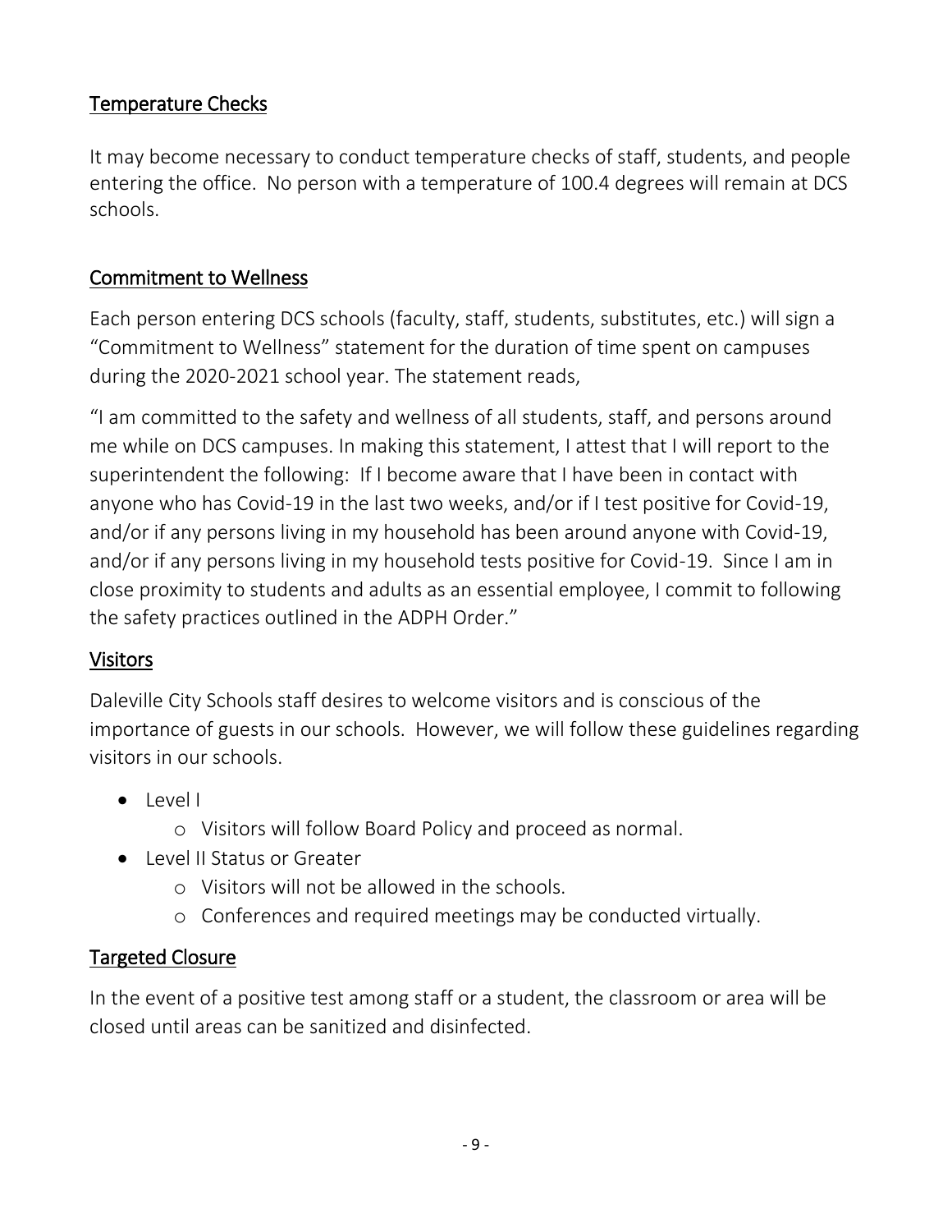## Temperature Checks

It may become necessary to conduct temperature checks of staff, students, and people entering the office. No person with a temperature of 100.4 degrees will remain at DCS schools.

## Commitment to Wellness

Each person entering DCS schools (faculty, staff, students, substitutes, etc.) will sign a "Commitment to Wellness" statement for the duration of time spent on campuses during the 2020-2021 school year. The statement reads,

"I am committed to the safety and wellness of all students, staff, and persons around me while on DCS campuses. In making this statement, I attest that I will report to the superintendent the following: If I become aware that I have been in contact with anyone who has Covid-19 in the last two weeks, and/or if I test positive for Covid-19, and/or if any persons living in my household has been around anyone with Covid-19, and/or if any persons living in my household tests positive for Covid-19. Since I am in close proximity to students and adults as an essential employee, I commit to following the safety practices outlined in the ADPH Order."

## Visitors

Daleville City Schools staff desires to welcome visitors and is conscious of the importance of guests in our schools. However, we will follow these guidelines regarding visitors in our schools.

- Level I
  - Visitors will follow Board Policy and proceed as normal.
- Level II Status or Greater
  - Visitors will not be allowed in the schools.
  - Conferences and required meetings may be conducted virtually.

## Targeted Closure

In the event of a positive test among staff or a student, the classroom or area will be closed until areas can be sanitized and disinfected.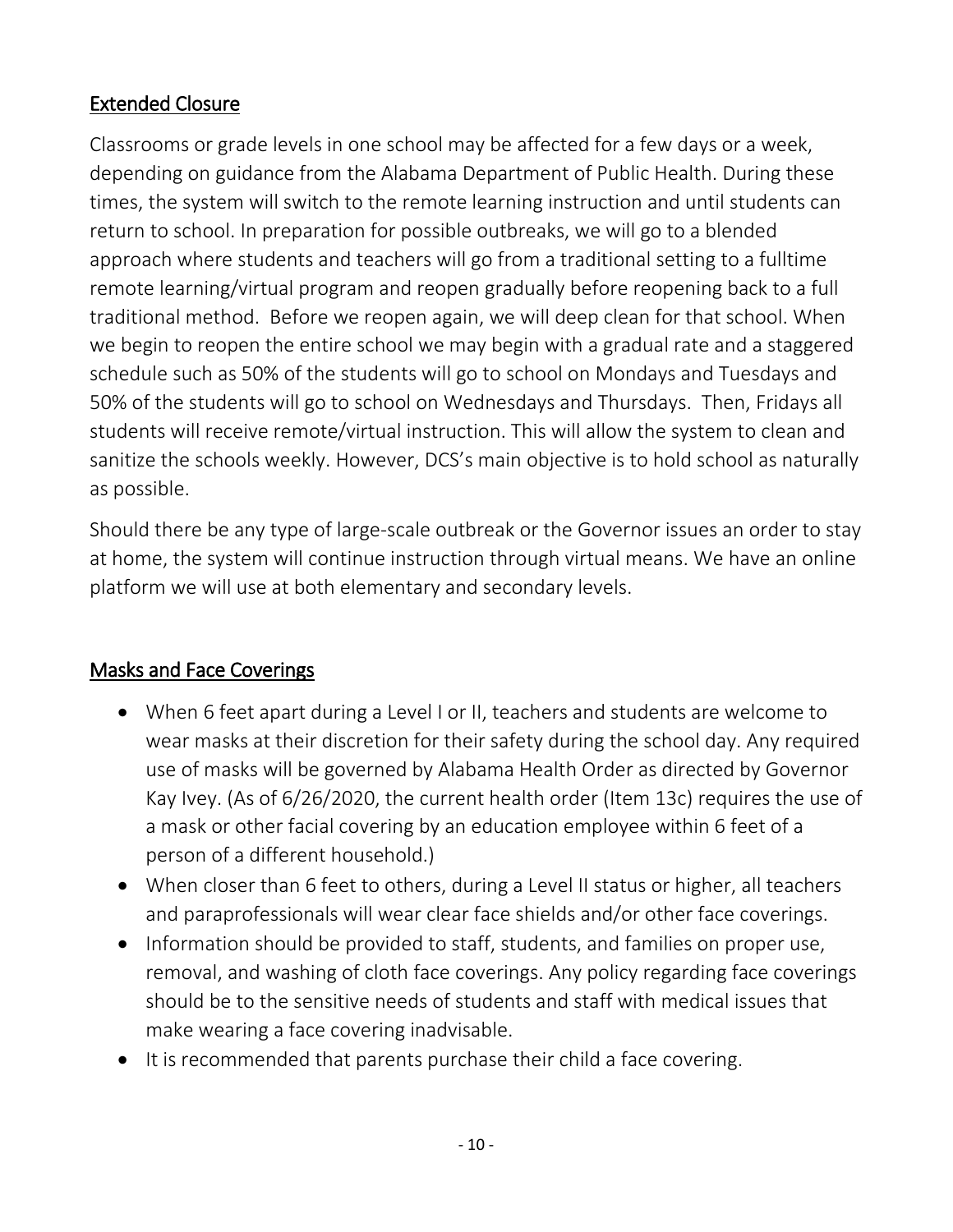## Extended Closure

Classrooms or grade levels in one school may be affected for a few days or a week, depending on guidance from the Alabama Department of Public Health. During these times, the system will switch to the remote learning instruction and until students can return to school. In preparation for possible outbreaks, we will go to a blended approach where students and teachers will go from a traditional setting to a fulltime remote learning/virtual program and reopen gradually before reopening back to a full traditional method. Before we reopen again, we will deep clean for that school. When we begin to reopen the entire school we may begin with a gradual rate and a staggered schedule such as 50% of the students will go to school on Mondays and Tuesdays and 50% of the students will go to school on Wednesdays and Thursdays. Then, Fridays all students will receive remote/virtual instruction. This will allow the system to clean and sanitize the schools weekly. However, DCS's main objective is to hold school as naturally as possible.

Should there be any type of large-scale outbreak or the Governor issues an order to stay at home, the system will continue instruction through virtual means. We have an online platform we will use at both elementary and secondary levels.

## Masks and Face Coverings

- When 6 feet apart during a Level I or II, teachers and students are welcome to wear masks at their discretion for their safety during the school day. Any required use of masks will be governed by Alabama Health Order as directed by Governor Kay Ivey. (As of 6/26/2020, the current health order (Item 13c) requires the use of a mask or other facial covering by an education employee within 6 feet of a person of a different household.)
- When closer than 6 feet to others, during a Level II status or higher, all teachers and paraprofessionals will wear clear face shields and/or other face coverings.
- Information should be provided to staff, students, and families on proper use, removal, and washing of cloth face coverings. Any policy regarding face coverings should be to the sensitive needs of students and staff with medical issues that make wearing a face covering inadvisable.
- It is recommended that parents purchase their child a face covering.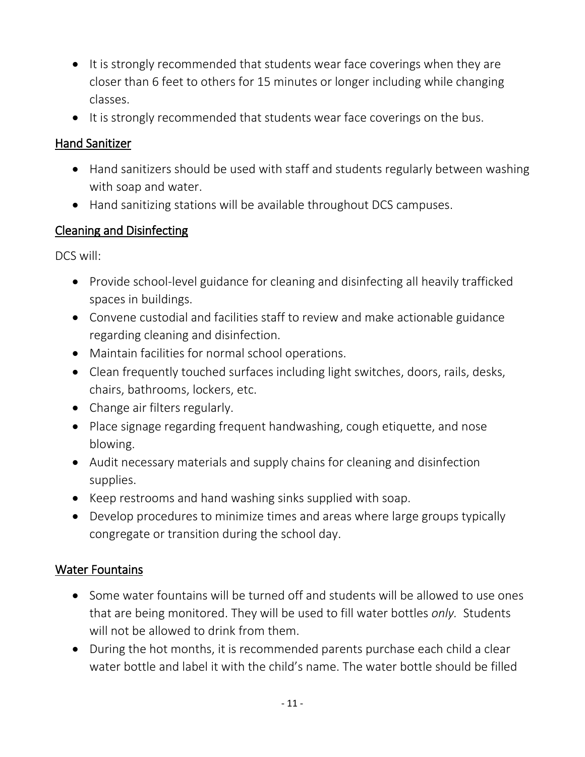- It is strongly recommended that students wear face coverings when they are closer than 6 feet to others for 15 minutes or longer including while changing classes.
- It is strongly recommended that students wear face coverings on the bus.

## Hand Sanitizer

- Hand sanitizers should be used with staff and students regularly between washing with soap and water.
- Hand sanitizing stations will be available throughout DCS campuses.

## Cleaning and Disinfecting

DCS will:

- Provide school-level guidance for cleaning and disinfecting all heavily trafficked spaces in buildings.
- Convene custodial and facilities staff to review and make actionable guidance regarding cleaning and disinfection.
- Maintain facilities for normal school operations.
- Clean frequently touched surfaces including light switches, doors, rails, desks, chairs, bathrooms, lockers, etc.
- Change air filters regularly.
- Place signage regarding frequent handwashing, cough etiquette, and nose blowing.
- Audit necessary materials and supply chains for cleaning and disinfection supplies.
- Keep restrooms and hand washing sinks supplied with soap.
- Develop procedures to minimize times and areas where large groups typically congregate or transition during the school day.

## Water Fountains

- Some water fountains will be turned off and students will be allowed to use ones that are being monitored. They will be used to fill water bottles *only.* Students will not be allowed to drink from them.
- During the hot months, it is recommended parents purchase each child a clear water bottle and label it with the child's name. The water bottle should be filled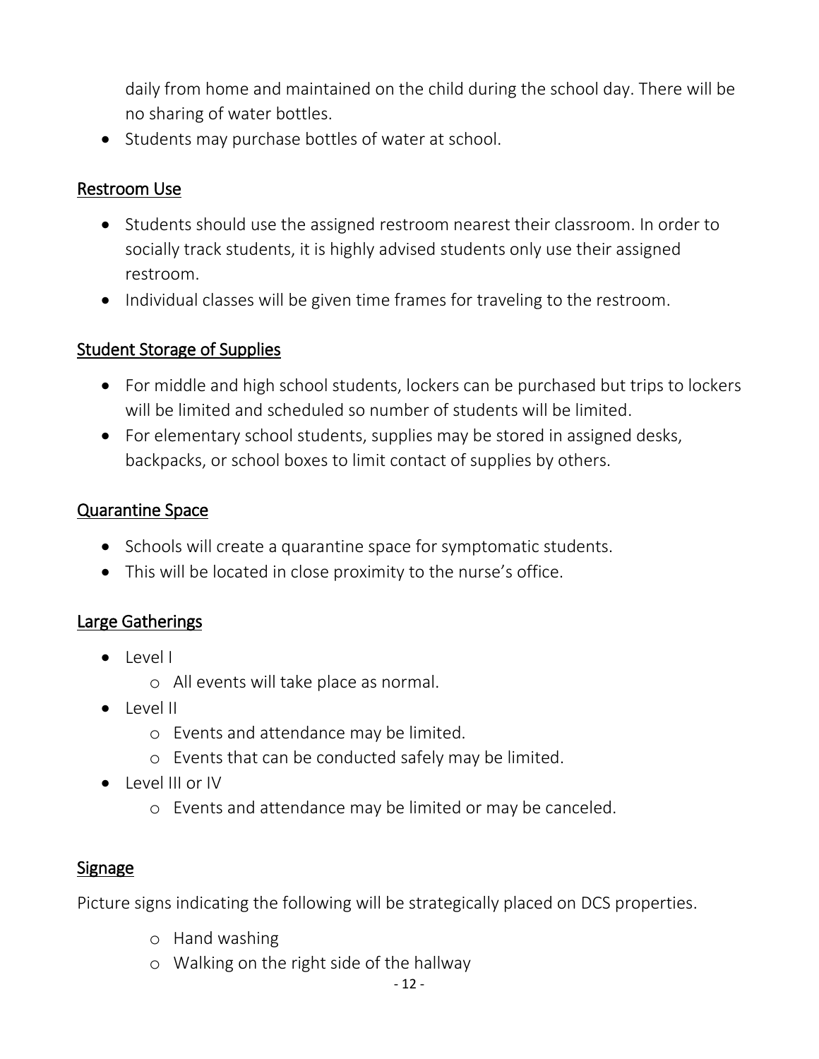daily from home and maintained on the child during the school day. There will be no sharing of water bottles.

- Students may purchase bottles of water at school.

## Restroom Use

- Students should use the assigned restroom nearest their classroom. In order to socially track students, it is highly advised students only use their assigned restroom.
- Individual classes will be given time frames for traveling to the restroom.

## Student Storage of Supplies

- For middle and high school students, lockers can be purchased but trips to lockers will be limited and scheduled so number of students will be limited.
- For elementary school students, supplies may be stored in assigned desks, backpacks, or school boxes to limit contact of supplies by others.

## Quarantine Space

- Schools will create a quarantine space for symptomatic students.
- This will be located in close proximity to the nurse's office.

## Large Gatherings

- Level I
  - All events will take place as normal.
- Level II
  - Events and attendance may be limited.
  - Events that can be conducted safely may be limited.
- Level III or IV
  - Events and attendance may be limited or may be canceled.

## Signage

Picture signs indicating the following will be strategically placed on DCS properties.

- Hand washing
- Walking on the right side of the hallway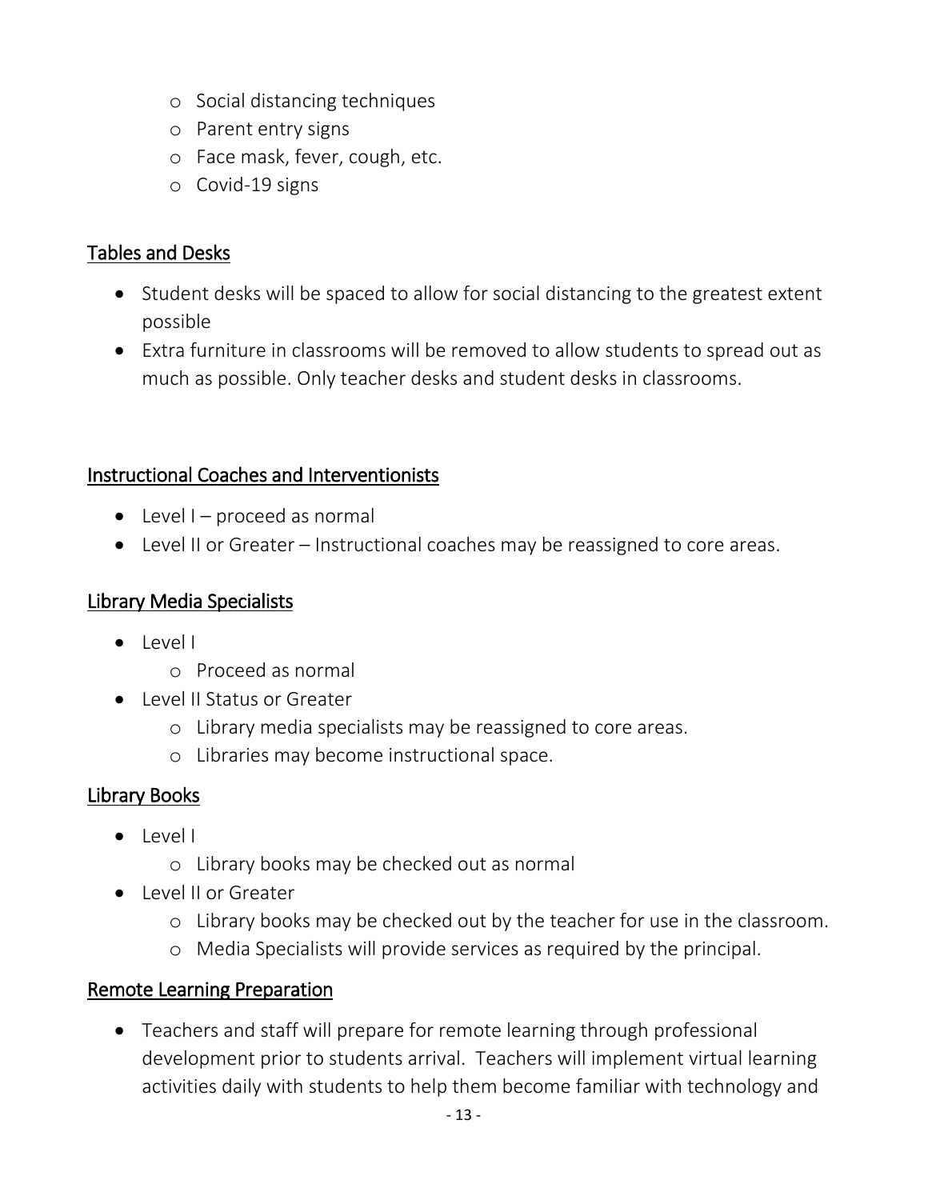- Social distancing techniques
- Parent entry signs
- Face mask, fever, cough, etc.
- Covid-19 signs

## Tables and Desks

- Student desks will be spaced to allow for social distancing to the greatest extent possible
- Extra furniture in classrooms will be removed to allow students to spread out as much as possible. Only teacher desks and student desks in classrooms.

## Instructional Coaches and Interventionists

- Level I – proceed as normal
- Level II or Greater – Instructional coaches may be reassigned to core areas.

## Library Media Specialists

- Level I
  - Proceed as normal
- Level II Status or Greater
  - Library media specialists may be reassigned to core areas.
  - Libraries may become instructional space.

## Library Books

- Level I
  - Library books may be checked out as normal
- Level II or Greater
  - Library books may be checked out by the teacher for use in the classroom.
  - Media Specialists will provide services as required by the principal.

## Remote Learning Preparation

- Teachers and staff will prepare for remote learning through professional development prior to students arrival. Teachers will implement virtual learning activities daily with students to help them become familiar with technology and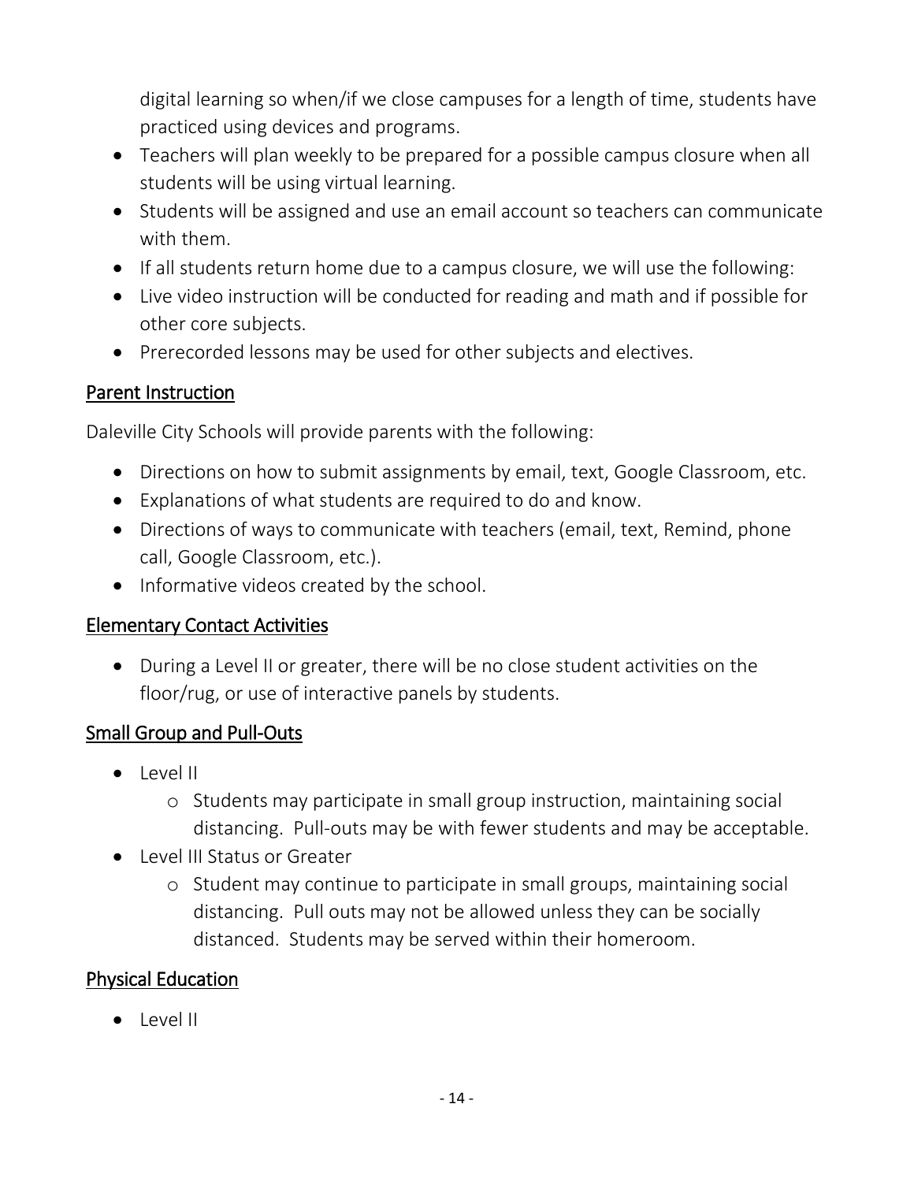digital learning so when/if we close campuses for a length of time, students have practiced using devices and programs.

- Teachers will plan weekly to be prepared for a possible campus closure when all students will be using virtual learning.
- Students will be assigned and use an email account so teachers can communicate with them.
- If all students return home due to a campus closure, we will use the following:
- Live video instruction will be conducted for reading and math and if possible for other core subjects.
- Prerecorded lessons may be used for other subjects and electives.

## Parent Instruction

Daleville City Schools will provide parents with the following:

- Directions on how to submit assignments by email, text, Google Classroom, etc.
- Explanations of what students are required to do and know.
- Directions of ways to communicate with teachers (email, text, Remind, phone call, Google Classroom, etc.).
- Informative videos created by the school.

## Elementary Contact Activities

- During a Level II or greater, there will be no close student activities on the floor/rug, or use of interactive panels by students.

## Small Group and Pull-Outs

- Level II
  - Students may participate in small group instruction, maintaining social distancing. Pull-outs may be with fewer students and may be acceptable.
- Level III Status or Greater
  - Student may continue to participate in small groups, maintaining social distancing. Pull outs may not be allowed unless they can be socially distanced. Students may be served within their homeroom.

## Physical Education

- Level II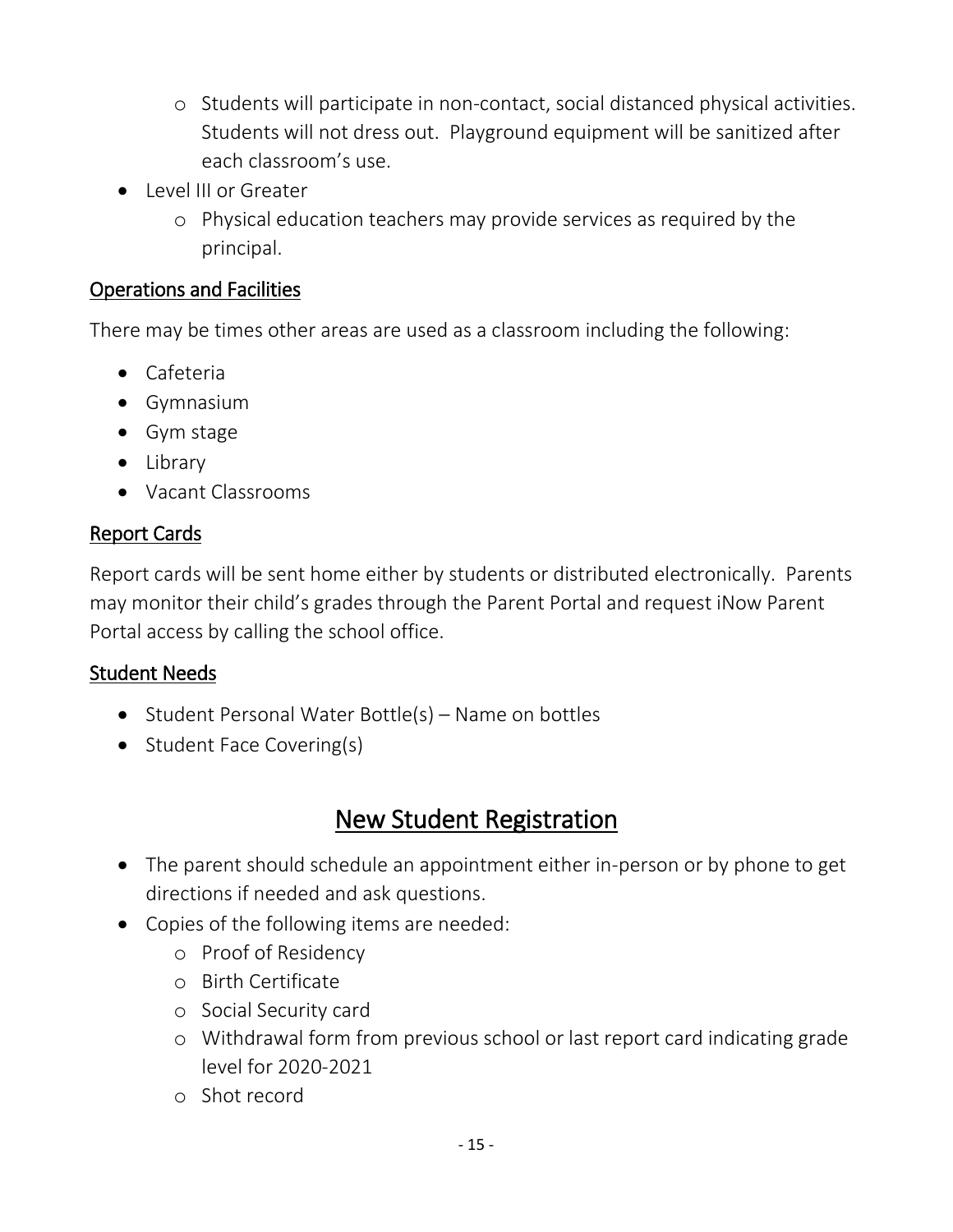- Students will participate in non-contact, social distanced physical activities. Students will not dress out. Playground equipment will be sanitized after each classroom's use.
- Level III or Greater
  - Physical education teachers may provide services as required by the principal.

### Operations and Facilities

There may be times other areas are used as a classroom including the following:

- Cafeteria
- Gymnasium
- Gym stage
- Library
- Vacant Classrooms

### Report Cards

Report cards will be sent home either by students or distributed electronically. Parents may monitor their child's grades through the Parent Portal and request iNow Parent Portal access by calling the school office.

### Student Needs

- Student Personal Water Bottle(s) – Name on bottles
- Student Face Covering(s)

## New Student Registration

- The parent should schedule an appointment either in-person or by phone to get directions if needed and ask questions.
- Copies of the following items are needed:
  - Proof of Residency
  - Birth Certificate
  - Social Security card
  - Withdrawal form from previous school or last report card indicating grade level for 2020-2021
  - Shot record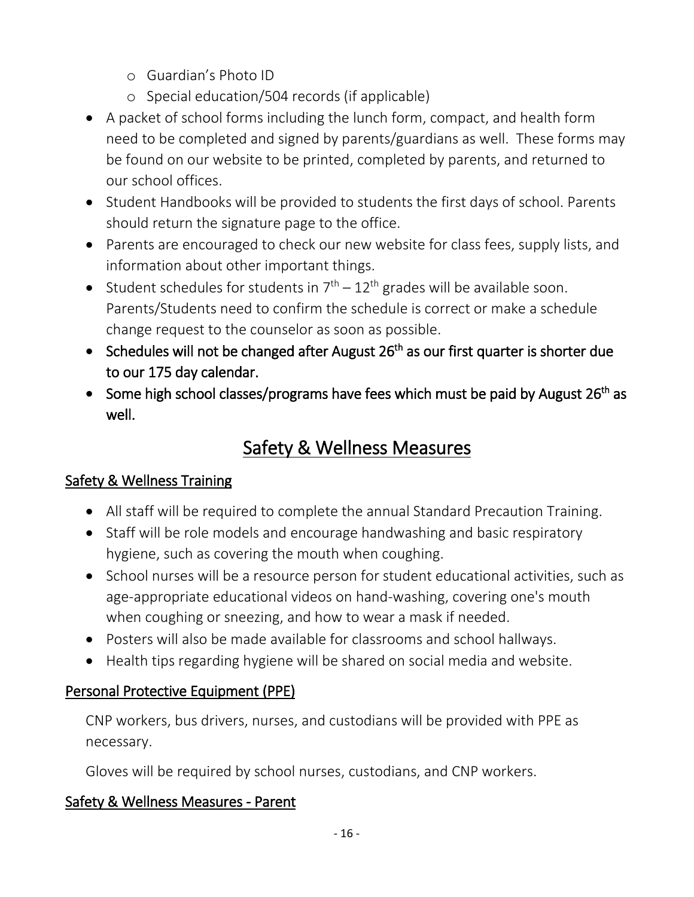- Guardian's Photo ID
    - Special education/504 records (if applicable)
- A packet of school forms including the lunch form, compact, and health form need to be completed and signed by parents/guardians as well. These forms may be found on our website to be printed, completed by parents, and returned to our school offices.
- Student Handbooks will be provided to students the first days of school. Parents should return the signature page to the office.
- Parents are encouraged to check our new website for class fees, supply lists, and information about other important things.
- Student schedules for students in 7th – 12th grades will be available soon. Parents/Students need to confirm the schedule is correct or make a schedule change request to the counselor as soon as possible.
- **Schedules will not be changed after August 26th as our first quarter is shorter due to our 175 day calendar.**
- **Some high school classes/programs have fees which must be paid by August 26th as well.**

# Safety & Wellness Measures

## Safety & Wellness Training

- All staff will be required to complete the annual Standard Precaution Training.
- Staff will be role models and encourage handwashing and basic respiratory hygiene, such as covering the mouth when coughing.
- School nurses will be a resource person for student educational activities, such as age-appropriate educational videos on hand-washing, covering one's mouth when coughing or sneezing, and how to wear a mask if needed.
- Posters will also be made available for classrooms and school hallways.
- Health tips regarding hygiene will be shared on social media and website.

## Personal Protective Equipment (PPE)

CNP workers, bus drivers, nurses, and custodians will be provided with PPE as necessary.

Gloves will be required by school nurses, custodians, and CNP workers.

## Safety & Wellness Measures - Parent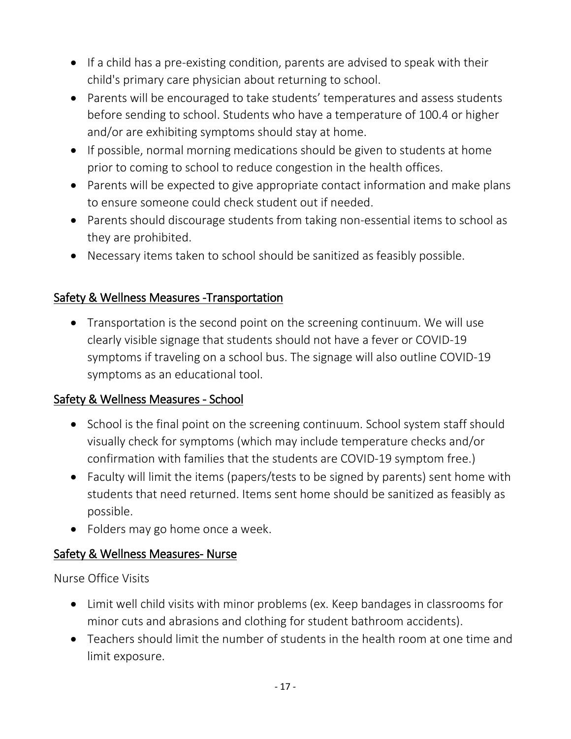- If a child has a pre-existing condition, parents are advised to speak with their child's primary care physician about returning to school.
- Parents will be encouraged to take students' temperatures and assess students before sending to school. Students who have a temperature of 100.4 or higher and/or are exhibiting symptoms should stay at home.
- If possible, normal morning medications should be given to students at home prior to coming to school to reduce congestion in the health offices.
- Parents will be expected to give appropriate contact information and make plans to ensure someone could check student out if needed.
- Parents should discourage students from taking non-essential items to school as they are prohibited.
- Necessary items taken to school should be sanitized as feasibly possible.

## Safety & Wellness Measures -Transportation

- Transportation is the second point on the screening continuum. We will use clearly visible signage that students should not have a fever or COVID-19 symptoms if traveling on a school bus. The signage will also outline COVID-19 symptoms as an educational tool.

## Safety & Wellness Measures - School

- School is the final point on the screening continuum. School system staff should visually check for symptoms (which may include temperature checks and/or confirmation with families that the students are COVID-19 symptom free.)
- Faculty will limit the items (papers/tests to be signed by parents) sent home with students that need returned. Items sent home should be sanitized as feasibly as possible.
- Folders may go home once a week.

## Safety & Wellness Measures- Nurse

Nurse Office Visits

- Limit well child visits with minor problems (ex. Keep bandages in classrooms for minor cuts and abrasions and clothing for student bathroom accidents).
- Teachers should limit the number of students in the health room at one time and limit exposure.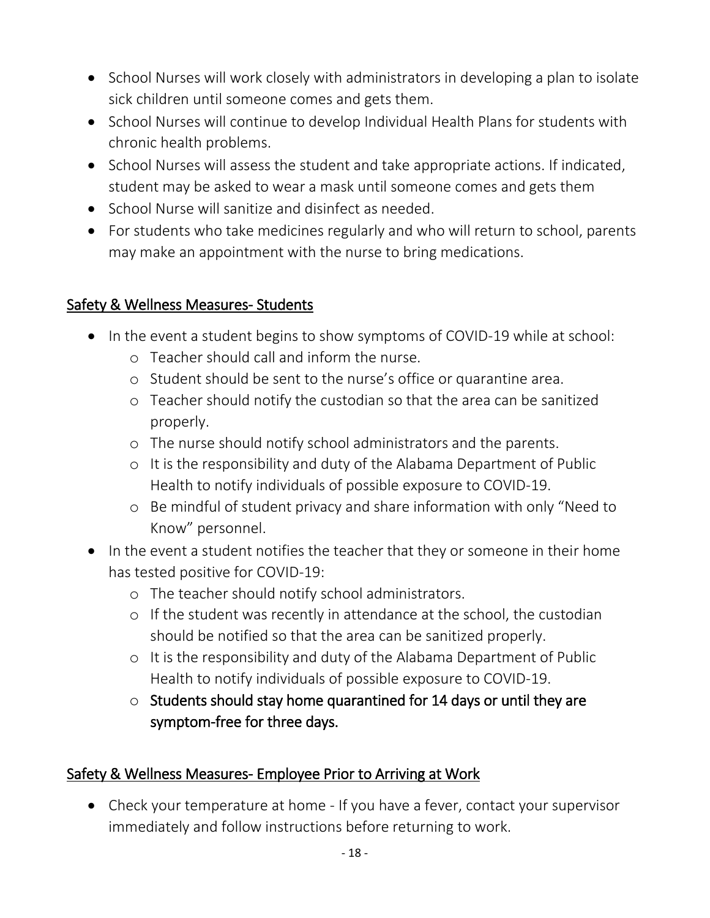- School Nurses will work closely with administrators in developing a plan to isolate sick children until someone comes and gets them.
- School Nurses will continue to develop Individual Health Plans for students with chronic health problems.
- School Nurses will assess the student and take appropriate actions. If indicated, student may be asked to wear a mask until someone comes and gets them
- School Nurse will sanitize and disinfect as needed.
- For students who take medicines regularly and who will return to school, parents may make an appointment with the nurse to bring medications.

## Safety & Wellness Measures- Students

- In the event a student begins to show symptoms of COVID-19 while at school:
    - Teacher should call and inform the nurse.
    - Student should be sent to the nurse's office or quarantine area.
    - Teacher should notify the custodian so that the area can be sanitized properly.
    - The nurse should notify school administrators and the parents.
    - It is the responsibility and duty of the Alabama Department of Public Health to notify individuals of possible exposure to COVID-19.
    - Be mindful of student privacy and share information with only "Need to Know" personnel.
- In the event a student notifies the teacher that they or someone in their home has tested positive for COVID-19:
    - The teacher should notify school administrators.
    - If the student was recently in attendance at the school, the custodian should be notified so that the area can be sanitized properly.
    - It is the responsibility and duty of the Alabama Department of Public Health to notify individuals of possible exposure to COVID-19.
    - Students should stay home quarantined for 14 days or until they are symptom-free for three days.

## Safety & Wellness Measures- Employee Prior to Arriving at Work

- Check your temperature at home - If you have a fever, contact your supervisor immediately and follow instructions before returning to work.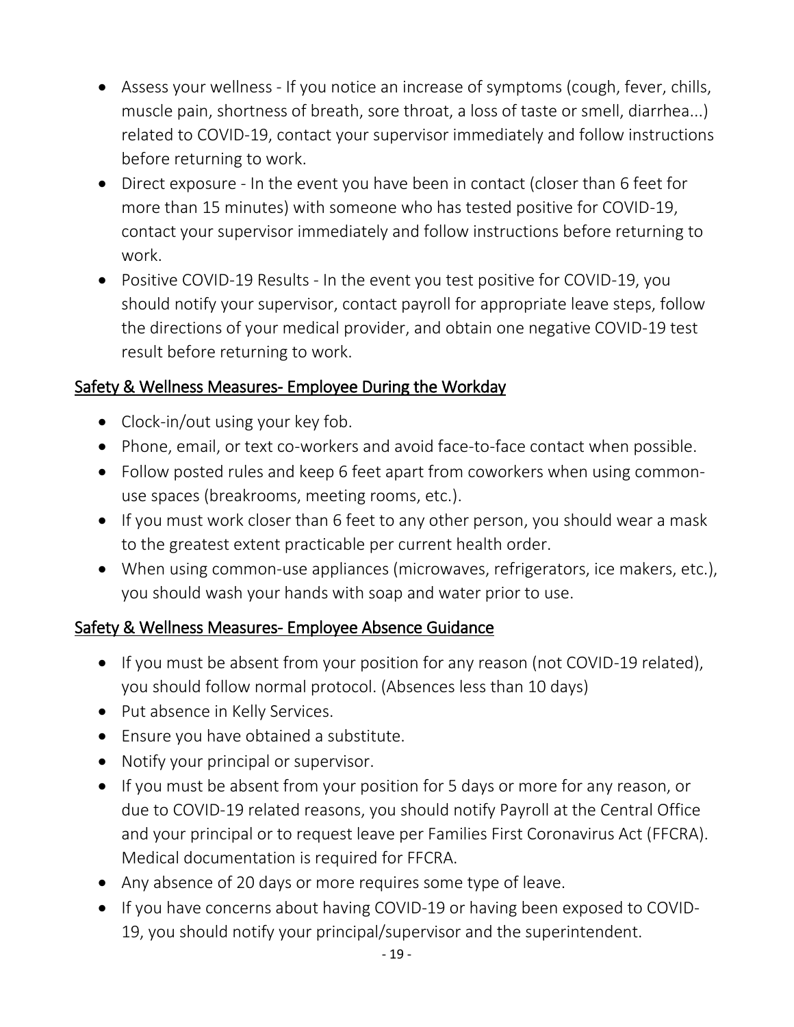- Assess your wellness - If you notice an increase of symptoms (cough, fever, chills, muscle pain, shortness of breath, sore throat, a loss of taste or smell, diarrhea...) related to COVID-19, contact your supervisor immediately and follow instructions before returning to work.
- Direct exposure - In the event you have been in contact (closer than 6 feet for more than 15 minutes) with someone who has tested positive for COVID-19, contact your supervisor immediately and follow instructions before returning to work.
- Positive COVID-19 Results - In the event you test positive for COVID-19, you should notify your supervisor, contact payroll for appropriate leave steps, follow the directions of your medical provider, and obtain one negative COVID-19 test result before returning to work.

## Safety & Wellness Measures- Employee During the Workday

- Clock-in/out using your key fob.
- Phone, email, or text co-workers and avoid face-to-face contact when possible.
- Follow posted rules and keep 6 feet apart from coworkers when using common-use spaces (breakrooms, meeting rooms, etc.).
- If you must work closer than 6 feet to any other person, you should wear a mask to the greatest extent practicable per current health order.
- When using common-use appliances (microwaves, refrigerators, ice makers, etc.), you should wash your hands with soap and water prior to use.

## Safety & Wellness Measures- Employee Absence Guidance

- If you must be absent from your position for any reason (not COVID-19 related), you should follow normal protocol. (Absences less than 10 days)
- Put absence in Kelly Services.
- Ensure you have obtained a substitute.
- Notify your principal or supervisor.
- If you must be absent from your position for 5 days or more for any reason, or due to COVID-19 related reasons, you should notify Payroll at the Central Office and your principal or to request leave per Families First Coronavirus Act (FFCRA). Medical documentation is required for FFCRA.
- Any absence of 20 days or more requires some type of leave.
- If you have concerns about having COVID-19 or having been exposed to COVID-19, you should notify your principal/supervisor and the superintendent.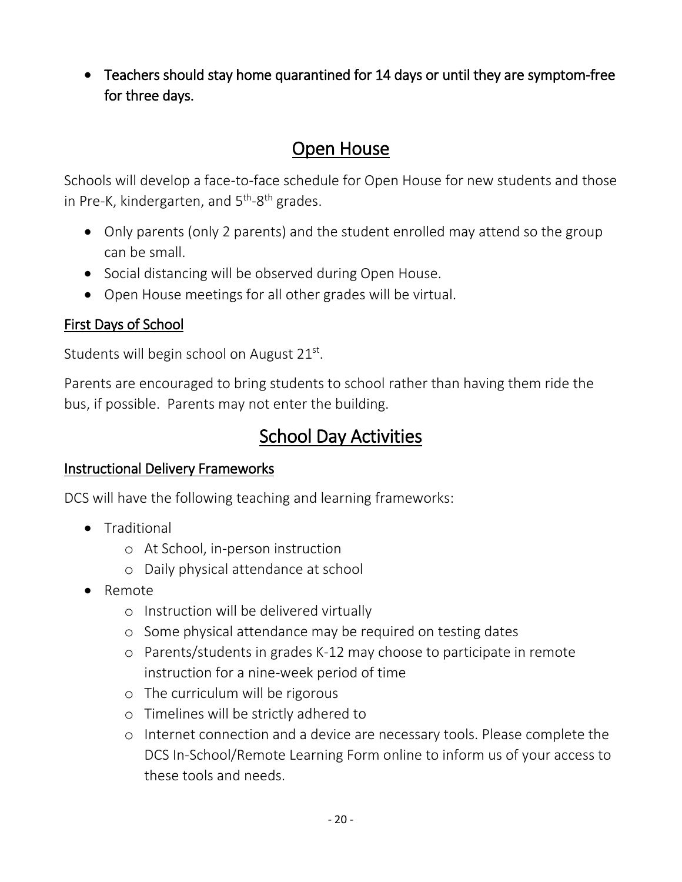- **Teachers should stay home quarantined for 14 days or until they are symptom-free for three days.**

## Open House

Schools will develop a face-to-face schedule for Open House for new students and those in Pre-K, kindergarten, and 5th-8th grades.

- Only parents (only 2 parents) and the student enrolled may attend so the group can be small.
- Social distancing will be observed during Open House.
- Open House meetings for all other grades will be virtual.

### First Days of School

Students will begin school on August 21st.

Parents are encouraged to bring students to school rather than having them ride the bus, if possible. Parents may not enter the building.

## School Day Activities

### Instructional Delivery Frameworks

DCS will have the following teaching and learning frameworks:

- Traditional
  - At School, in-person instruction
  - Daily physical attendance at school
- Remote
  - Instruction will be delivered virtually
  - Some physical attendance may be required on testing dates
  - Parents/students in grades K-12 may choose to participate in remote instruction for a nine-week period of time
  - The curriculum will be rigorous
  - Timelines will be strictly adhered to
  - Internet connection and a device are necessary tools. Please complete the DCS In-School/Remote Learning Form online to inform us of your access to these tools and needs.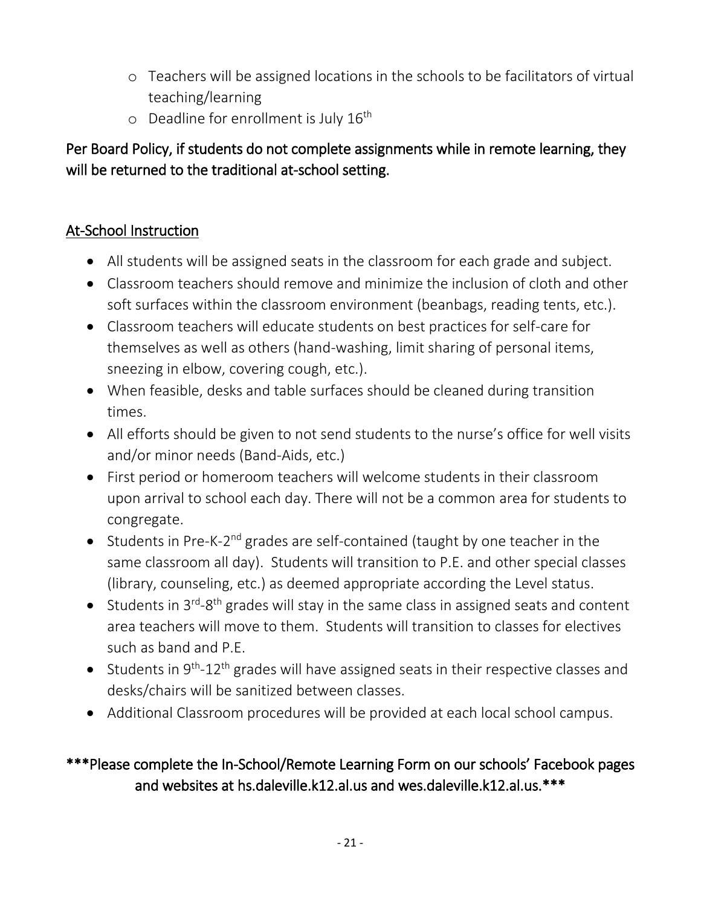- Teachers will be assigned locations in the schools to be facilitators of virtual teaching/learning
- Deadline for enrollment is July 16th

**Per Board Policy, if students do not complete assignments while in remote learning, they will be returned to the traditional at-school setting.**

## At-School Instruction

- All students will be assigned seats in the classroom for each grade and subject.
- Classroom teachers should remove and minimize the inclusion of cloth and other soft surfaces within the classroom environment (beanbags, reading tents, etc.).
- Classroom teachers will educate students on best practices for self-care for themselves as well as others (hand-washing, limit sharing of personal items, sneezing in elbow, covering cough, etc.).
- When feasible, desks and table surfaces should be cleaned during transition times.
- All efforts should be given to not send students to the nurse's office for well visits and/or minor needs (Band-Aids, etc.)
- First period or homeroom teachers will welcome students in their classroom upon arrival to school each day. There will not be a common area for students to congregate.
- Students in Pre-K-2nd grades are self-contained (taught by one teacher in the same classroom all day). Students will transition to P.E. and other special classes (library, counseling, etc.) as deemed appropriate according the Level status.
- Students in 3rd-8th grades will stay in the same class in assigned seats and content area teachers will move to them. Students will transition to classes for electives such as band and P.E.
- Students in 9th-12th grades will have assigned seats in their respective classes and desks/chairs will be sanitized between classes.
- Additional Classroom procedures will be provided at each local school campus.

***Please complete the In-School/Remote Learning Form on our schools' Facebook pages and websites at hs.daleville.k12.al.us and wes.daleville.k12.al.us.***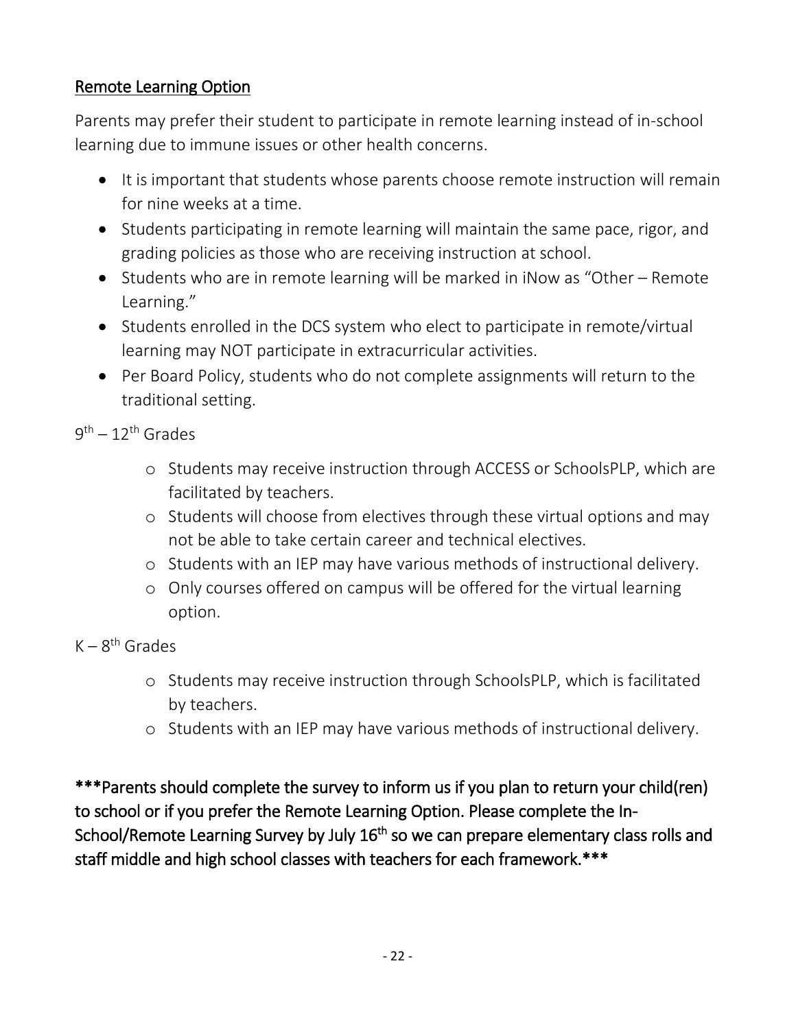## Remote Learning Option

Parents may prefer their student to participate in remote learning instead of in-school learning due to immune issues or other health concerns.

- It is important that students whose parents choose remote instruction will remain for nine weeks at a time.
- Students participating in remote learning will maintain the same pace, rigor, and grading policies as those who are receiving instruction at school.
- Students who are in remote learning will be marked in iNow as "Other – Remote Learning."
- Students enrolled in the DCS system who elect to participate in remote/virtual learning may NOT participate in extracurricular activities.
- Per Board Policy, students who do not complete assignments will return to the traditional setting.

9th – 12th Grades

- Students may receive instruction through ACCESS or SchoolsPLP, which are facilitated by teachers.
- Students will choose from electives through these virtual options and may not be able to take certain career and technical electives.
- Students with an IEP may have various methods of instructional delivery.
- Only courses offered on campus will be offered for the virtual learning option.

K – 8th Grades

- Students may receive instruction through SchoolsPLP, which is facilitated by teachers.
- Students with an IEP may have various methods of instructional delivery.

**\*\*\*Parents should complete the survey to inform us if you plan to return your child(ren) to school or if you prefer the Remote Learning Option. Please complete the In-School/Remote Learning Survey by July 16th so we can prepare elementary class rolls and staff middle and high school classes with teachers for each framework.\*\*\***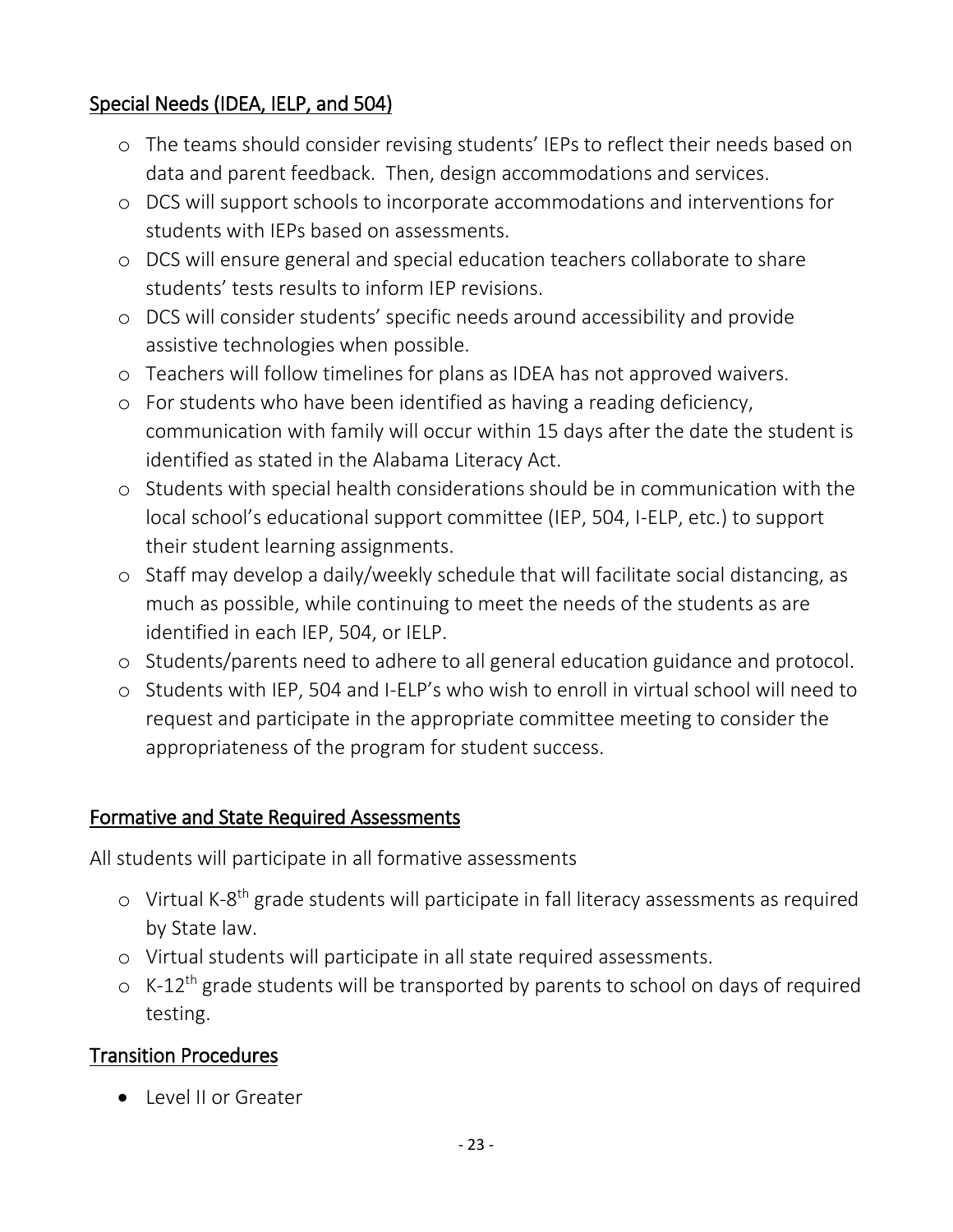## Special Needs (IDEA, IELP, and 504)

- The teams should consider revising students' IEPs to reflect their needs based on data and parent feedback. Then, design accommodations and services.
- DCS will support schools to incorporate accommodations and interventions for students with IEPs based on assessments.
- DCS will ensure general and special education teachers collaborate to share students' tests results to inform IEP revisions.
- DCS will consider students' specific needs around accessibility and provide assistive technologies when possible.
- Teachers will follow timelines for plans as IDEA has not approved waivers.
- For students who have been identified as having a reading deficiency, communication with family will occur within 15 days after the date the student is identified as stated in the Alabama Literacy Act.
- Students with special health considerations should be in communication with the local school's educational support committee (IEP, 504, I-ELP, etc.) to support their student learning assignments.
- Staff may develop a daily/weekly schedule that will facilitate social distancing, as much as possible, while continuing to meet the needs of the students as are identified in each IEP, 504, or IELP.
- Students/parents need to adhere to all general education guidance and protocol.
- Students with IEP, 504 and I-ELP's who wish to enroll in virtual school will need to request and participate in the appropriate committee meeting to consider the appropriateness of the program for student success.

## Formative and State Required Assessments

All students will participate in all formative assessments

- Virtual K-8th grade students will participate in fall literacy assessments as required by State law.
- Virtual students will participate in all state required assessments.
- K-12th grade students will be transported by parents to school on days of required testing.

## Transition Procedures

- Level II or Greater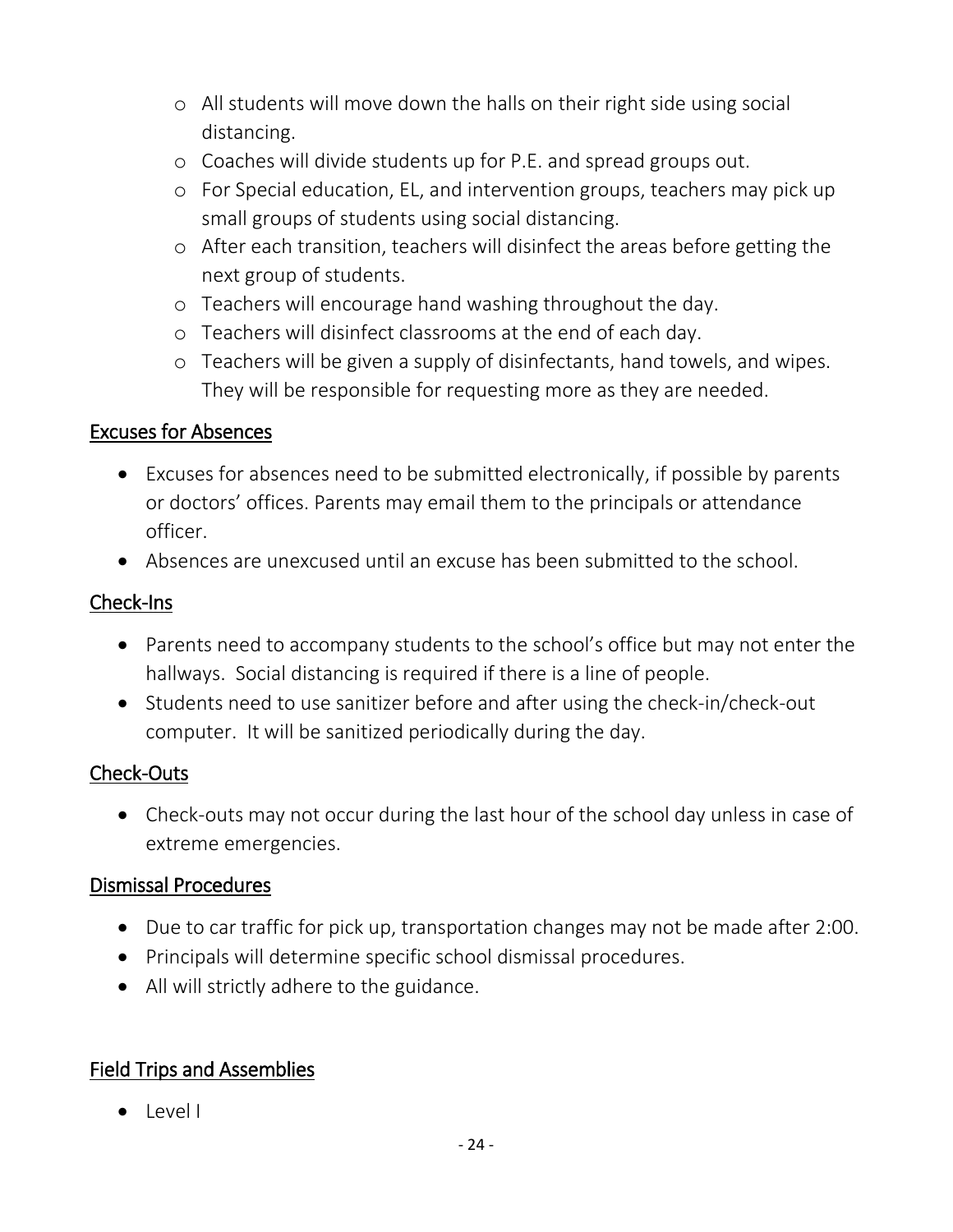- All students will move down the halls on their right side using social distancing.
  - Coaches will divide students up for P.E. and spread groups out.
  - For Special education, EL, and intervention groups, teachers may pick up small groups of students using social distancing.
  - After each transition, teachers will disinfect the areas before getting the next group of students.
  - Teachers will encourage hand washing throughout the day.
  - Teachers will disinfect classrooms at the end of each day.
  - Teachers will be given a supply of disinfectants, hand towels, and wipes. They will be responsible for requesting more as they are needed.

## Excuses for Absences

- Excuses for absences need to be submitted electronically, if possible by parents or doctors' offices. Parents may email them to the principals or attendance officer.
- Absences are unexcused until an excuse has been submitted to the school.

## Check-Ins

- Parents need to accompany students to the school's office but may not enter the hallways. Social distancing is required if there is a line of people.
- Students need to use sanitizer before and after using the check-in/check-out computer. It will be sanitized periodically during the day.

## Check-Outs

- Check-outs may not occur during the last hour of the school day unless in case of extreme emergencies.

## Dismissal Procedures

- Due to car traffic for pick up, transportation changes may not be made after 2:00.
- Principals will determine specific school dismissal procedures.
- All will strictly adhere to the guidance.

## Field Trips and Assemblies

- Level I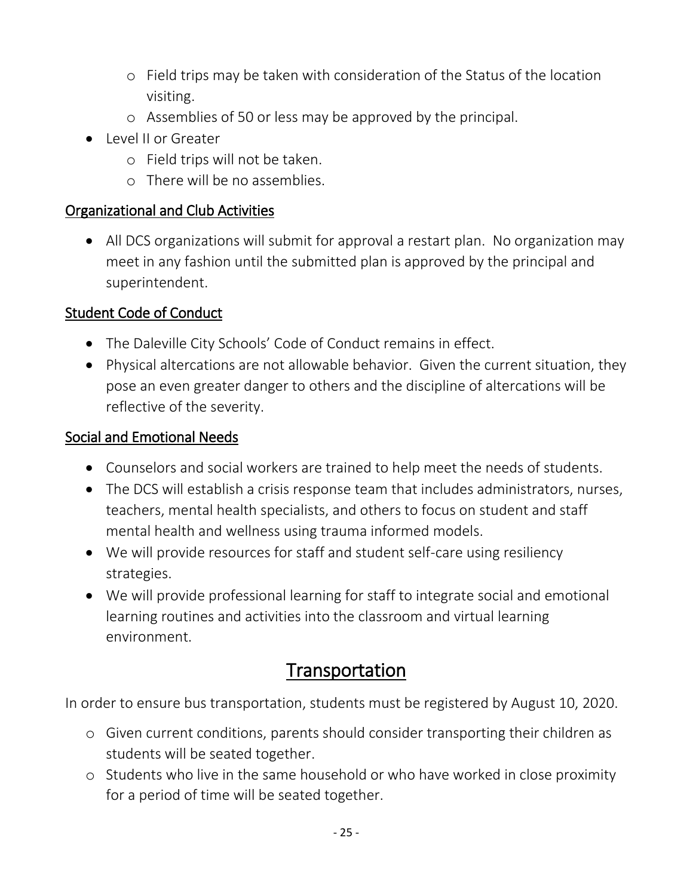- Field trips may be taken with consideration of the Status of the location visiting.
  - Assemblies of 50 or less may be approved by the principal.
- Level II or Greater
  - Field trips will not be taken.
  - There will be no assemblies.

### Organizational and Club Activities

- All DCS organizations will submit for approval a restart plan. No organization may meet in any fashion until the submitted plan is approved by the principal and superintendent.

### Student Code of Conduct

- The Daleville City Schools' Code of Conduct remains in effect.
- Physical altercations are not allowable behavior. Given the current situation, they pose an even greater danger to others and the discipline of altercations will be reflective of the severity.

### Social and Emotional Needs

- Counselors and social workers are trained to help meet the needs of students.
- The DCS will establish a crisis response team that includes administrators, nurses, teachers, mental health specialists, and others to focus on student and staff mental health and wellness using trauma informed models.
- We will provide resources for staff and student self-care using resiliency strategies.
- We will provide professional learning for staff to integrate social and emotional learning routines and activities into the classroom and virtual learning environment.

## Transportation

In order to ensure bus transportation, students must be registered by August 10, 2020.

- Given current conditions, parents should consider transporting their children as students will be seated together.
- Students who live in the same household or who have worked in close proximity for a period of time will be seated together.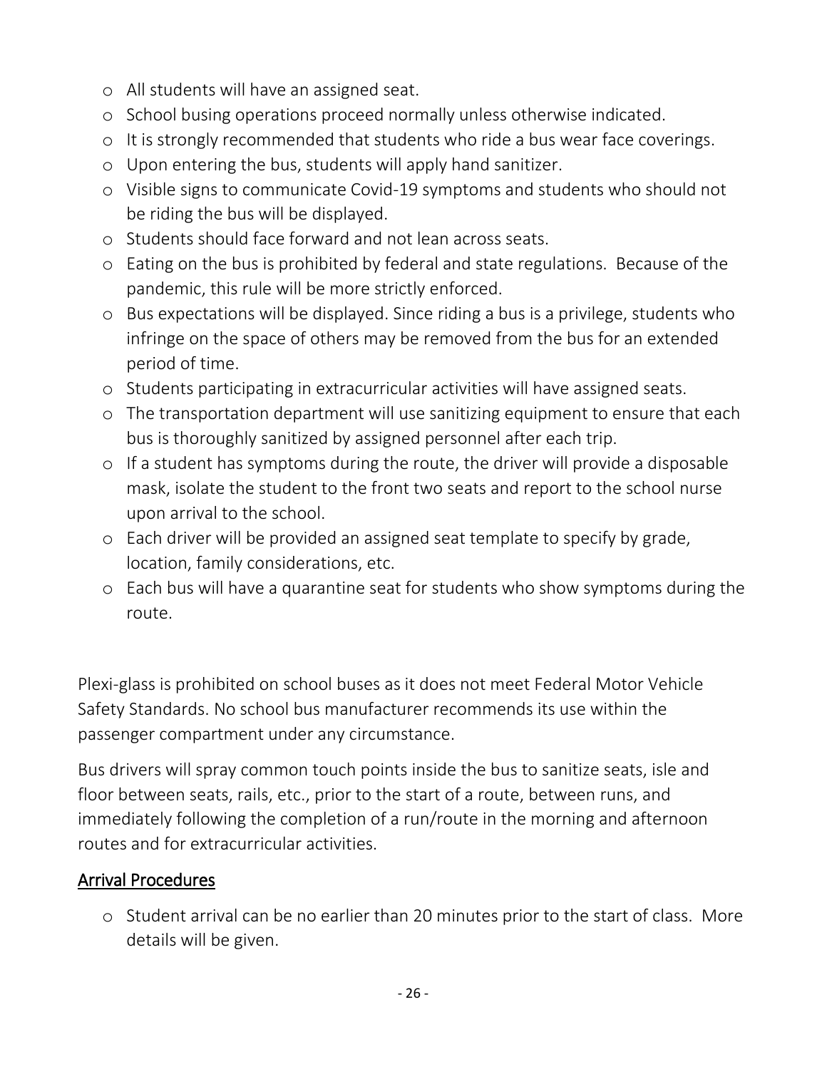- All students will have an assigned seat.
- School busing operations proceed normally unless otherwise indicated.
- It is strongly recommended that students who ride a bus wear face coverings.
- Upon entering the bus, students will apply hand sanitizer.
- Visible signs to communicate Covid-19 symptoms and students who should not be riding the bus will be displayed.
- Students should face forward and not lean across seats.
- Eating on the bus is prohibited by federal and state regulations. Because of the pandemic, this rule will be more strictly enforced.
- Bus expectations will be displayed. Since riding a bus is a privilege, students who infringe on the space of others may be removed from the bus for an extended period of time.
- Students participating in extracurricular activities will have assigned seats.
- The transportation department will use sanitizing equipment to ensure that each bus is thoroughly sanitized by assigned personnel after each trip.
- If a student has symptoms during the route, the driver will provide a disposable mask, isolate the student to the front two seats and report to the school nurse upon arrival to the school.
- Each driver will be provided an assigned seat template to specify by grade, location, family considerations, etc.
- Each bus will have a quarantine seat for students who show symptoms during the route.

Plexi-glass is prohibited on school buses as it does not meet Federal Motor Vehicle Safety Standards. No school bus manufacturer recommends its use within the passenger compartment under any circumstance.

Bus drivers will spray common touch points inside the bus to sanitize seats, isle and floor between seats, rails, etc., prior to the start of a route, between runs, and immediately following the completion of a run/route in the morning and afternoon routes and for extracurricular activities.

## Arrival Procedures

- Student arrival can be no earlier than 20 minutes prior to the start of class. More details will be given.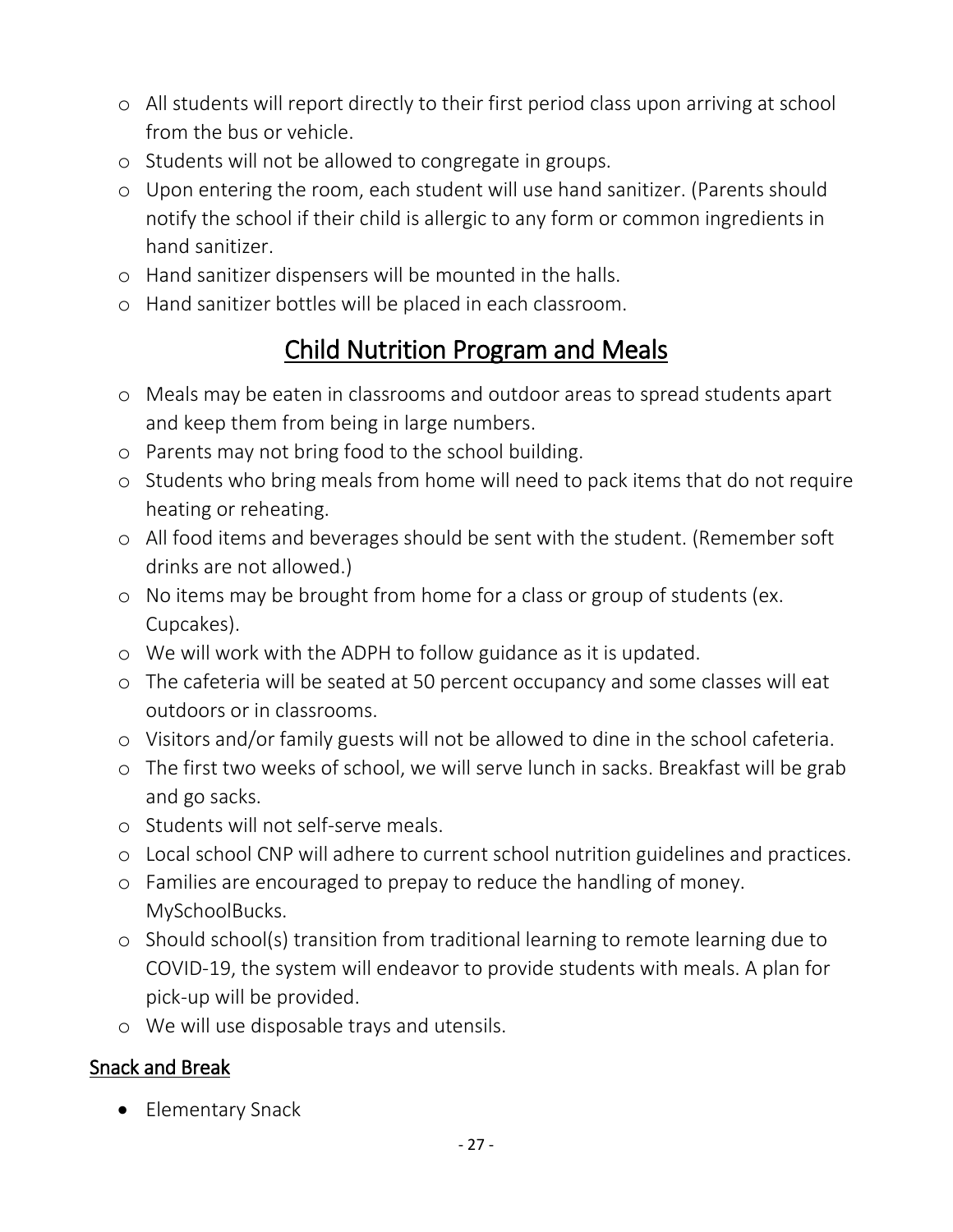- All students will report directly to their first period class upon arriving at school from the bus or vehicle.
- Students will not be allowed to congregate in groups.
- Upon entering the room, each student will use hand sanitizer. (Parents should notify the school if their child is allergic to any form or common ingredients in hand sanitizer.
- Hand sanitizer dispensers will be mounted in the halls.
- Hand sanitizer bottles will be placed in each classroom.

## Child Nutrition Program and Meals

- Meals may be eaten in classrooms and outdoor areas to spread students apart and keep them from being in large numbers.
- Parents may not bring food to the school building.
- Students who bring meals from home will need to pack items that do not require heating or reheating.
- All food items and beverages should be sent with the student. (Remember soft drinks are not allowed.)
- No items may be brought from home for a class or group of students (ex. Cupcakes).
- We will work with the ADPH to follow guidance as it is updated.
- The cafeteria will be seated at 50 percent occupancy and some classes will eat outdoors or in classrooms.
- Visitors and/or family guests will not be allowed to dine in the school cafeteria.
- The first two weeks of school, we will serve lunch in sacks. Breakfast will be grab and go sacks.
- Students will not self-serve meals.
- Local school CNP will adhere to current school nutrition guidelines and practices.
- Families are encouraged to prepay to reduce the handling of money. MySchoolBucks.
- Should school(s) transition from traditional learning to remote learning due to COVID-19, the system will endeavor to provide students with meals. A plan for pick-up will be provided.
- We will use disposable trays and utensils.

### Snack and Break

- Elementary Snack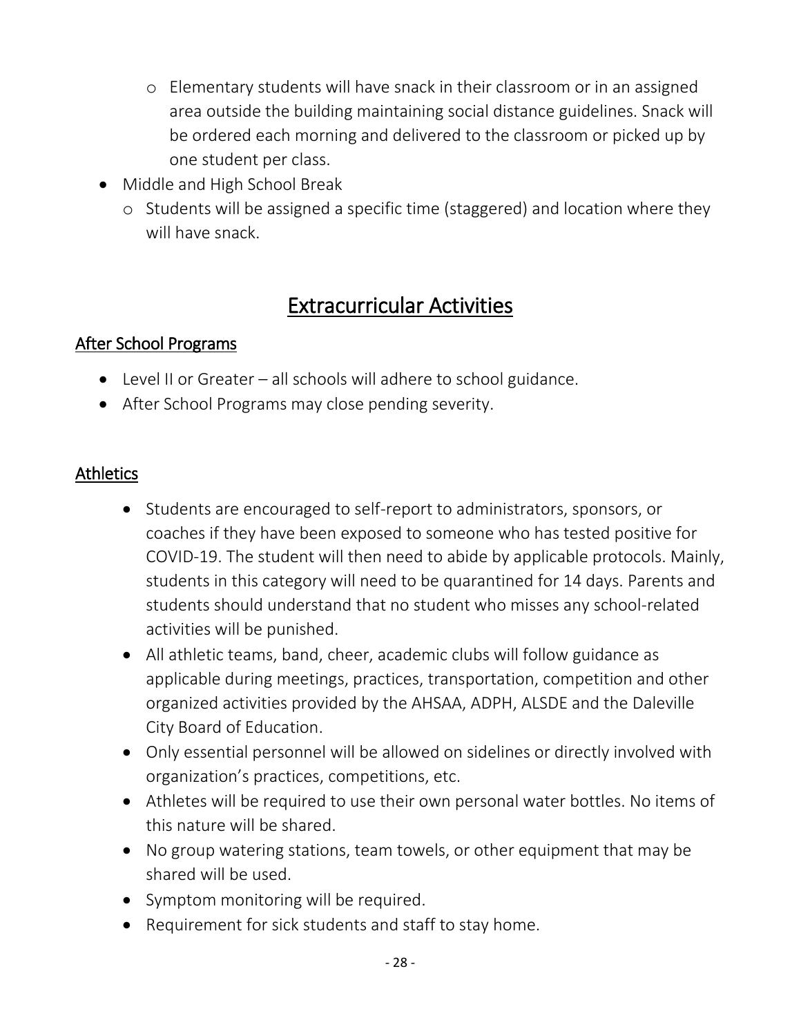- Elementary students will have snack in their classroom or in an assigned area outside the building maintaining social distance guidelines. Snack will be ordered each morning and delivered to the classroom or picked up by one student per class.
- Middle and High School Break
  - Students will be assigned a specific time (staggered) and location where they will have snack.

# Extracurricular Activities

## After School Programs

- Level II or Greater – all schools will adhere to school guidance.
- After School Programs may close pending severity.

## Athletics

- Students are encouraged to self-report to administrators, sponsors, or coaches if they have been exposed to someone who has tested positive for COVID-19. The student will then need to abide by applicable protocols. Mainly, students in this category will need to be quarantined for 14 days. Parents and students should understand that no student who misses any school-related activities will be punished.
- All athletic teams, band, cheer, academic clubs will follow guidance as applicable during meetings, practices, transportation, competition and other organized activities provided by the AHSAA, ADPH, ALSDE and the Daleville City Board of Education.
- Only essential personnel will be allowed on sidelines or directly involved with organization's practices, competitions, etc.
- Athletes will be required to use their own personal water bottles. No items of this nature will be shared.
- No group watering stations, team towels, or other equipment that may be shared will be used.
- Symptom monitoring will be required.
- Requirement for sick students and staff to stay home.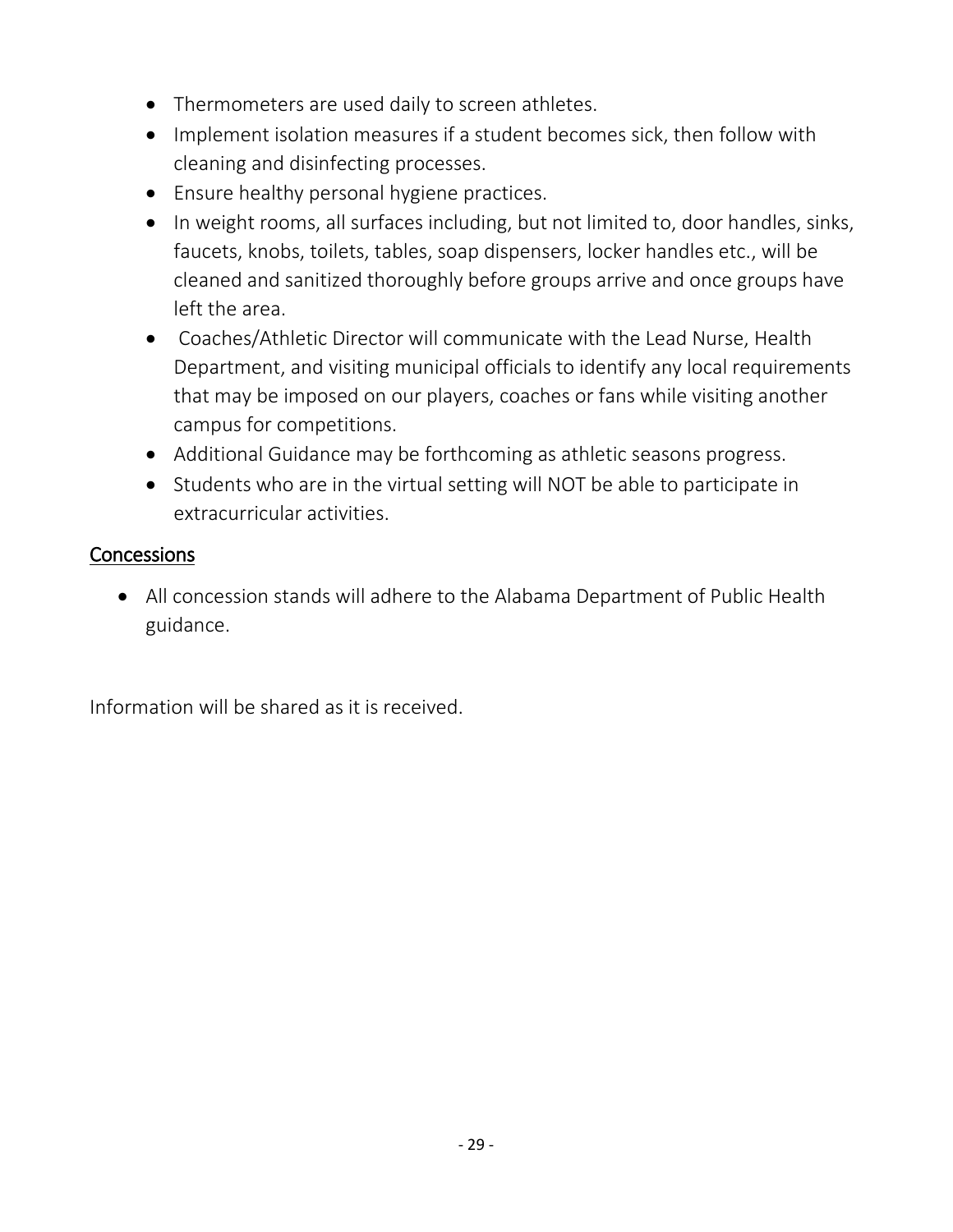- Thermometers are used daily to screen athletes.
- Implement isolation measures if a student becomes sick, then follow with cleaning and disinfecting processes.
- Ensure healthy personal hygiene practices.
- In weight rooms, all surfaces including, but not limited to, door handles, sinks, faucets, knobs, toilets, tables, soap dispensers, locker handles etc., will be cleaned and sanitized thoroughly before groups arrive and once groups have left the area.
- Coaches/Athletic Director will communicate with the Lead Nurse, Health Department, and visiting municipal officials to identify any local requirements that may be imposed on our players, coaches or fans while visiting another campus for competitions.
- Additional Guidance may be forthcoming as athletic seasons progress.
- Students who are in the virtual setting will NOT be able to participate in extracurricular activities.

## Concessions

- All concession stands will adhere to the Alabama Department of Public Health guidance.

Information will be shared as it is received.